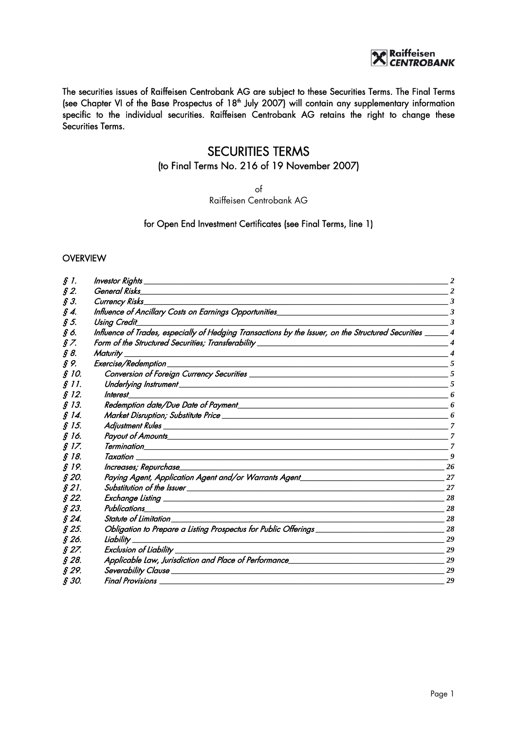The securities issues of Raiffeisen Centrobank AG are subject to these Securities Terms. The Final Terms (see Chapter VI of the Base Prospectus of 18th July 2007) will contain any supplementary information specific to the individual securities. Raiffeisen Centrobank AG retains the right to change these Securities Terms.

# SECURITIES TERMS

(to Final Terms No. 216 of 19 November 2007)

of

Raiffeisen Centrobank AG

for Open End Investment Certificates (see Final Terms, line 1)

## OVERVIEW

| | | |
|---|---|---|
| *§ 1.* | *Investor Rights* | 2 |
| *§ 2.* | *General Risks* | 2 |
| *§ 3.* | *Currency Risks* | 3 |
| *§ 4.* | *Influence of Ancillary Costs on Earnings Opportunities* | 3 |
| *§ 5.* | *Using Credit* | 3 |
| *§ 6.* | *Influence of Trades, especially of Hedging Transactions by the Issuer, on the Structured Securities* | 4 |
| *§ 7.* | *Form of the Structured Securities; Transferability* | 4 |
| *§ 8.* | *Maturity* | 4 |
| *§ 9.* | *Exercise/Redemption* | 5 |
| *§ 10.* | *Conversion of Foreign Currency Securities* | 5 |
| *§ 11.* | *Underlying Instrument* | 5 |
| *§ 12.* | *Interest* | 6 |
| *§ 13.* | *Redemption date/Due Date of Payment* | 6 |
| *§ 14.* | *Market Disruption; Substitute Price* | 6 |
| *§ 15.* | *Adjustment Rules* | 7 |
| *§ 16.* | *Payout of Amounts* | 7 |
| *§ 17.* | *Termination* | 7 |
| *§ 18.* | *Taxation* | 9 |
| *§ 19.* | *Increases; Repurchase* | 26 |
| *§ 20.* | *Paying Agent, Application Agent and/or Warrants Agent* | 27 |
| *§ 21.* | *Substitution of the Issuer* | 27 |
| *§ 22.* | *Exchange Listing* | 28 |
| *§ 23.* | *Publications* | 28 |
| *§ 24.* | *Statute of Limitation* | 28 |
| *§ 25.* | *Obligation to Prepare a Listing Prospectus for Public Offerings* | 28 |
| *§ 26.* | *Liability* | 29 |
| *§ 27.* | *Exclusion of Liability* | 29 |
| *§ 28.* | *Applicable Law, Jurisdiction and Place of Performance* | 29 |
| *§ 29.* | *Severability Clause* | 29 |
| *§ 30.* | *Final Provisions* | 29 |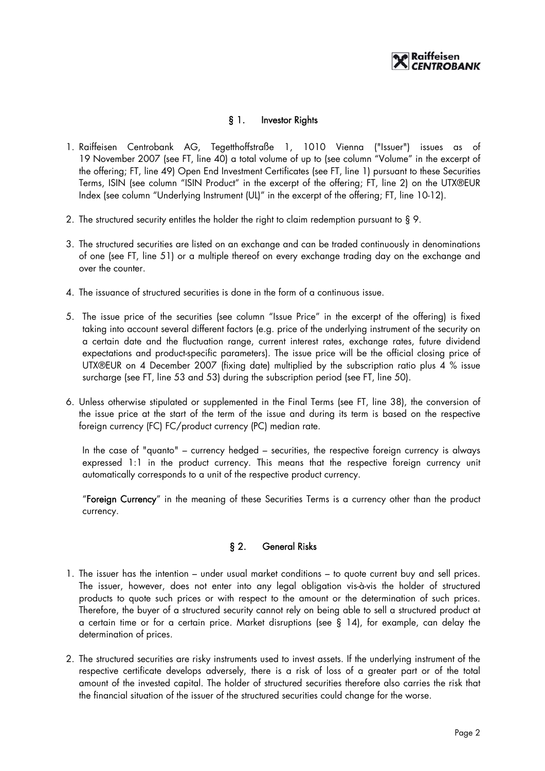## § 1. Investor Rights

1. Raiffeisen Centrobank AG, Tegetthoffstraße 1, 1010 Vienna ("Issuer") issues as of 19 November 2007 (see FT, line 40) a total volume of up to (see column "Volume" in the excerpt of the offering; FT, line 49) Open End Investment Certificates (see FT, line 1) pursuant to these Securities Terms, ISIN (see column "ISIN Product" in the excerpt of the offering; FT, line 2) on the UTX®EUR Index (see column "Underlying Instrument (UL)" in the excerpt of the offering; FT, line 10-12).

2. The structured security entitles the holder the right to claim redemption pursuant to § 9.

3. The structured securities are listed on an exchange and can be traded continuously in denominations of one (see FT, line 51) or a multiple thereof on every exchange trading day on the exchange and over the counter.

4. The issuance of structured securities is done in the form of a continuous issue.

5. The issue price of the securities (see column "Issue Price" in the excerpt of the offering) is fixed taking into account several different factors (e.g. price of the underlying instrument of the security on a certain date and the fluctuation range, current interest rates, exchange rates, future dividend expectations and product-specific parameters). The issue price will be the official closing price of UTX®EUR on 4 December 2007 (fixing date) multiplied by the subscription ratio plus 4 % issue surcharge (see FT, line 53 and 53) during the subscription period (see FT, line 50).

6. Unless otherwise stipulated or supplemented in the Final Terms (see FT, line 38), the conversion of the issue price at the start of the term of the issue and during its term is based on the respective foreign currency (FC) FC/product currency (PC) median rate.

   In the case of "quanto" – currency hedged – securities, the respective foreign currency is always expressed 1:1 in the product currency. This means that the respective foreign currency unit automatically corresponds to a unit of the respective product currency.

   "**Foreign Currency**" in the meaning of these Securities Terms is a currency other than the product currency.

## § 2. General Risks

1. The issuer has the intention – under usual market conditions – to quote current buy and sell prices. The issuer, however, does not enter into any legal obligation vis-à-vis the holder of structured products to quote such prices or with respect to the amount or the determination of such prices. Therefore, the buyer of a structured security cannot rely on being able to sell a structured product at a certain time or for a certain price. Market disruptions (see § 14), for example, can delay the determination of prices.

2. The structured securities are risky instruments used to invest assets. If the underlying instrument of the respective certificate develops adversely, there is a risk of loss of a greater part or of the total amount of the invested capital. The holder of structured securities therefore also carries the risk that the financial situation of the issuer of the structured securities could change for the worse.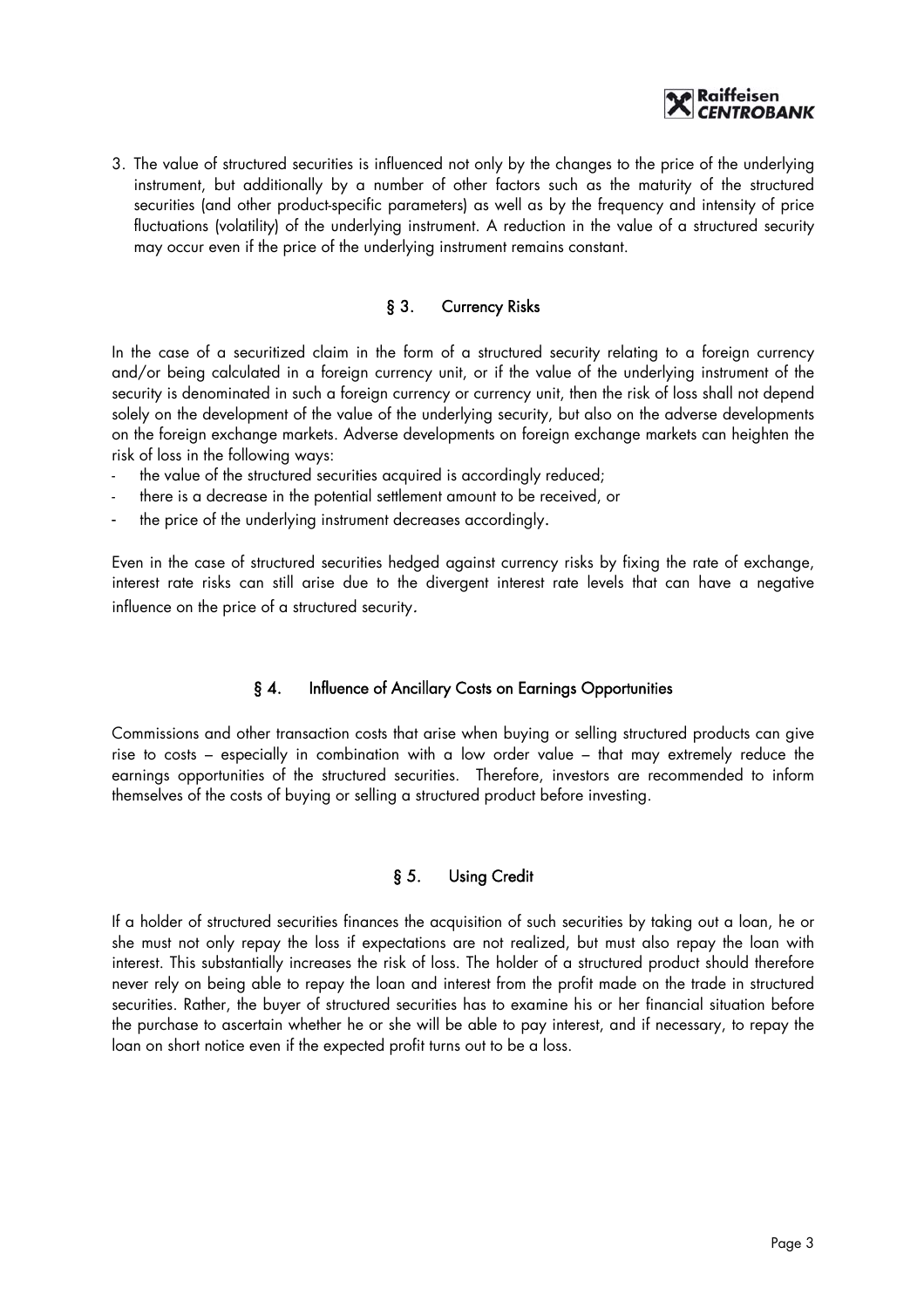3. The value of structured securities is influenced not only by the changes to the price of the underlying instrument, but additionally by a number of other factors such as the maturity of the structured securities (and other product-specific parameters) as well as by the frequency and intensity of price fluctuations (volatility) of the underlying instrument. A reduction in the value of a structured security may occur even if the price of the underlying instrument remains constant.

## § 3. Currency Risks

In the case of a securitized claim in the form of a structured security relating to a foreign currency and/or being calculated in a foreign currency unit, or if the value of the underlying instrument of the security is denominated in such a foreign currency or currency unit, then the risk of loss shall not depend solely on the development of the value of the underlying security, but also on the adverse developments on the foreign exchange markets. Adverse developments on foreign exchange markets can heighten the risk of loss in the following ways:

- the value of the structured securities acquired is accordingly reduced;
- there is a decrease in the potential settlement amount to be received, or
- the price of the underlying instrument decreases accordingly.

Even in the case of structured securities hedged against currency risks by fixing the rate of exchange, interest rate risks can still arise due to the divergent interest rate levels that can have a negative influence on the price of a structured security.

## § 4. Influence of Ancillary Costs on Earnings Opportunities

Commissions and other transaction costs that arise when buying or selling structured products can give rise to costs – especially in combination with a low order value – that may extremely reduce the earnings opportunities of the structured securities. Therefore, investors are recommended to inform themselves of the costs of buying or selling a structured product before investing.

## § 5. Using Credit

If a holder of structured securities finances the acquisition of such securities by taking out a loan, he or she must not only repay the loss if expectations are not realized, but must also repay the loan with interest. This substantially increases the risk of loss. The holder of a structured product should therefore never rely on being able to repay the loan and interest from the profit made on the trade in structured securities. Rather, the buyer of structured securities has to examine his or her financial situation before the purchase to ascertain whether he or she will be able to pay interest, and if necessary, to repay the loan on short notice even if the expected profit turns out to be a loss.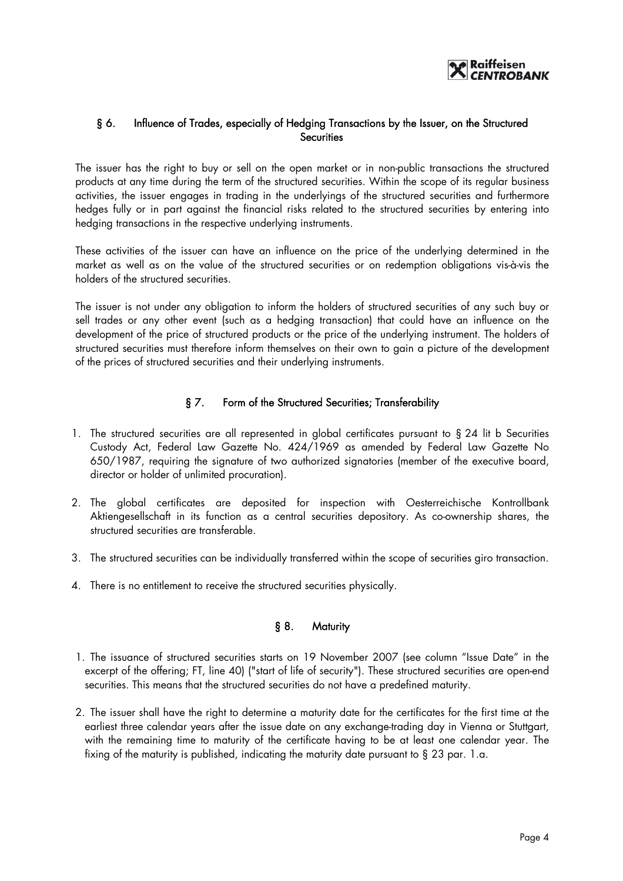## § 6. Influence of Trades, especially of Hedging Transactions by the Issuer, on the Structured Securities

The issuer has the right to buy or sell on the open market or in non-public transactions the structured products at any time during the term of the structured securities. Within the scope of its regular business activities, the issuer engages in trading in the underlyings of the structured securities and furthermore hedges fully or in part against the financial risks related to the structured securities by entering into hedging transactions in the respective underlying instruments.

These activities of the issuer can have an influence on the price of the underlying determined in the market as well as on the value of the structured securities or on redemption obligations vis-à-vis the holders of the structured securities.

The issuer is not under any obligation to inform the holders of structured securities of any such buy or sell trades or any other event (such as a hedging transaction) that could have an influence on the development of the price of structured products or the price of the underlying instrument. The holders of structured securities must therefore inform themselves on their own to gain a picture of the development of the prices of structured securities and their underlying instruments.

## § 7. Form of the Structured Securities; Transferability

1. The structured securities are all represented in global certificates pursuant to § 24 lit b Securities Custody Act, Federal Law Gazette No. 424/1969 as amended by Federal Law Gazette No 650/1987, requiring the signature of two authorized signatories (member of the executive board, director or holder of unlimited procuration).
2. The global certificates are deposited for inspection with Oesterreichische Kontrollbank Aktiengesellschaft in its function as a central securities depository. As co-ownership shares, the structured securities are transferable.
3. The structured securities can be individually transferred within the scope of securities giro transaction.
4. There is no entitlement to receive the structured securities physically.

## § 8. Maturity

1. The issuance of structured securities starts on 19 November 2007 (see column "Issue Date" in the excerpt of the offering; FT, line 40) ("start of life of security"). These structured securities are open-end securities. This means that the structured securities do not have a predefined maturity.
2. The issuer shall have the right to determine a maturity date for the certificates for the first time at the earliest three calendar years after the issue date on any exchange-trading day in Vienna or Stuttgart, with the remaining time to maturity of the certificate having to be at least one calendar year. The fixing of the maturity is published, indicating the maturity date pursuant to § 23 par. 1.a.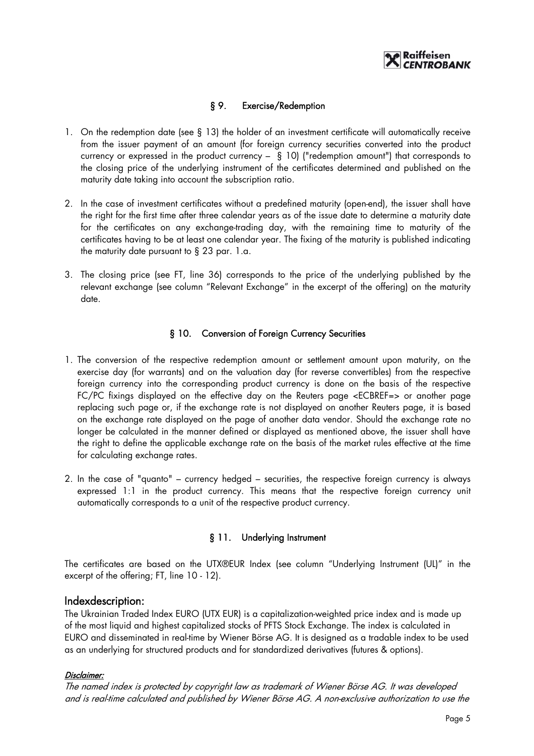## § 9. Exercise/Redemption

1. On the redemption date (see § 13) the holder of an investment certificate will automatically receive from the issuer payment of an amount (for foreign currency securities converted into the product currency or expressed in the product currency – § 10) ("redemption amount") that corresponds to the closing price of the underlying instrument of the certificates determined and published on the maturity date taking into account the subscription ratio.

2. In the case of investment certificates without a predefined maturity (open-end), the issuer shall have the right for the first time after three calendar years as of the issue date to determine a maturity date for the certificates on any exchange-trading day, with the remaining time to maturity of the certificates having to be at least one calendar year. The fixing of the maturity is published indicating the maturity date pursuant to § 23 par. 1.a.

3. The closing price (see FT, line 36) corresponds to the price of the underlying published by the relevant exchange (see column "Relevant Exchange" in the excerpt of the offering) on the maturity date.

## § 10. Conversion of Foreign Currency Securities

1. The conversion of the respective redemption amount or settlement amount upon maturity, on the exercise day (for warrants) and on the valuation day (for reverse convertibles) from the respective foreign currency into the corresponding product currency is done on the basis of the respective FC/PC fixings displayed on the effective day on the Reuters page <ECBREF=> or another page replacing such page or, if the exchange rate is not displayed on another Reuters page, it is based on the exchange rate displayed on the page of another data vendor. Should the exchange rate no longer be calculated in the manner defined or displayed as mentioned above, the issuer shall have the right to define the applicable exchange rate on the basis of the market rules effective at the time for calculating exchange rates.

2. In the case of "quanto" – currency hedged – securities, the respective foreign currency is always expressed 1:1 in the product currency. This means that the respective foreign currency unit automatically corresponds to a unit of the respective product currency.

## § 11. Underlying Instrument

The certificates are based on the UTX®EUR Index (see column "Underlying Instrument (UL)" in the excerpt of the offering; FT, line 10 - 12).

### Indexdescription:

The Ukrainian Traded Index EURO (UTX EUR) is a capitalization-weighted price index and is made up of the most liquid and highest capitalized stocks of PFTS Stock Exchange. The index is calculated in EURO and disseminated in real-time by Wiener Börse AG. It is designed as a tradable index to be used as an underlying for structured products and for standardized derivatives (futures & options).

***Disclaimer:***

*The named index is protected by copyright law as trademark of Wiener Börse AG. It was developed and is real-time calculated and published by Wiener Börse AG. A non-exclusive authorization to use the*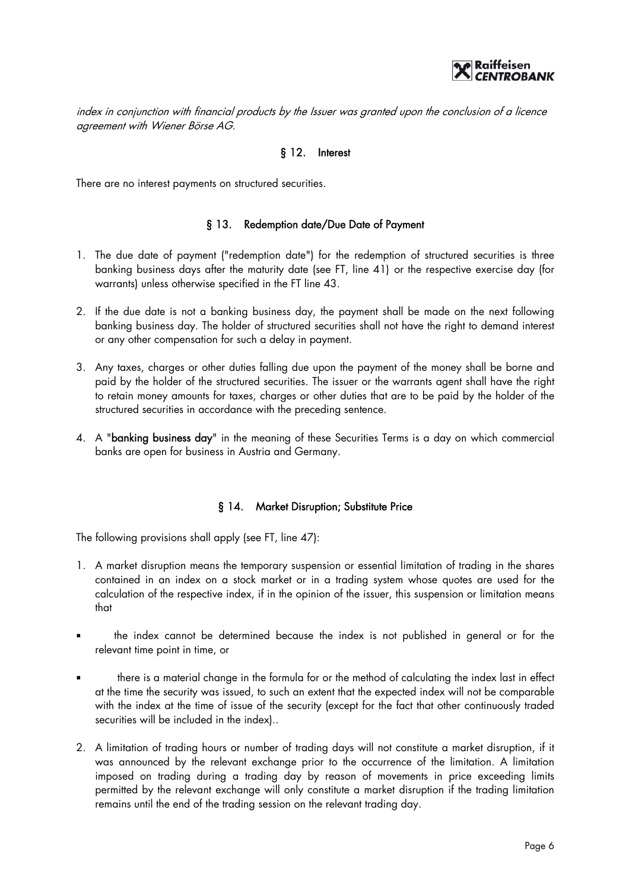*index in conjunction with financial products by the Issuer was granted upon the conclusion of a licence agreement with Wiener Börse AG.*

## § 12. Interest

There are no interest payments on structured securities.

## § 13. Redemption date/Due Date of Payment

1. The due date of payment ("redemption date") for the redemption of structured securities is three banking business days after the maturity date (see FT, line 41) or the respective exercise day (for warrants) unless otherwise specified in the FT line 43.

2. If the due date is not a banking business day, the payment shall be made on the next following banking business day. The holder of structured securities shall not have the right to demand interest or any other compensation for such a delay in payment.

3. Any taxes, charges or other duties falling due upon the payment of the money shall be borne and paid by the holder of the structured securities. The issuer or the warrants agent shall have the right to retain money amounts for taxes, charges or other duties that are to be paid by the holder of the structured securities in accordance with the preceding sentence.

4. A "**banking business day**" in the meaning of these Securities Terms is a day on which commercial banks are open for business in Austria and Germany.

## § 14. Market Disruption; Substitute Price

The following provisions shall apply (see FT, line 47):

1. A market disruption means the temporary suspension or essential limitation of trading in the shares contained in an index on a stock market or in a trading system whose quotes are used for the calculation of the respective index, if in the opinion of the issuer, this suspension or limitation means that

- the index cannot be determined because the index is not published in general or for the relevant time point in time, or

- there is a material change in the formula for or the method of calculating the index last in effect at the time the security was issued, to such an extent that the expected index will not be comparable with the index at the time of issue of the security (except for the fact that other continuously traded securities will be included in the index)..

2. A limitation of trading hours or number of trading days will not constitute a market disruption, if it was announced by the relevant exchange prior to the occurrence of the limitation. A limitation imposed on trading during a trading day by reason of movements in price exceeding limits permitted by the relevant exchange will only constitute a market disruption if the trading limitation remains until the end of the trading session on the relevant trading day.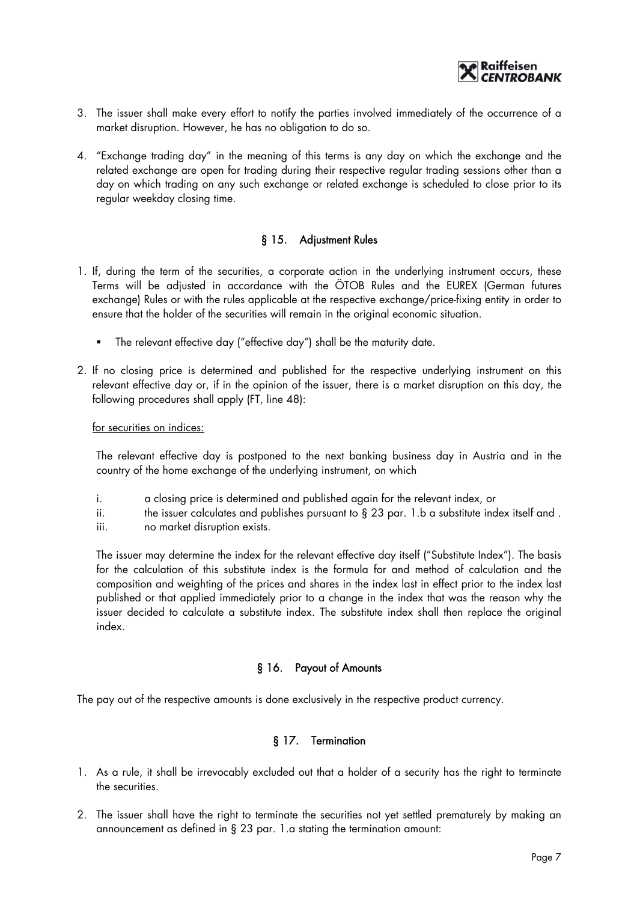3. The issuer shall make every effort to notify the parties involved immediately of the occurrence of a market disruption. However, he has no obligation to do so.

4. "Exchange trading day" in the meaning of this terms is any day on which the exchange and the related exchange are open for trading during their respective regular trading sessions other than a day on which trading on any such exchange or related exchange is scheduled to close prior to its regular weekday closing time.

## § 15. Adjustment Rules

1. If, during the term of the securities, a corporate action in the underlying instrument occurs, these Terms will be adjusted in accordance with the ÖTOB Rules and the EUREX (German futures exchange) Rules or with the rules applicable at the respective exchange/price-fixing entity in order to ensure that the holder of the securities will remain in the original economic situation.

   - The relevant effective day ("effective day") shall be the maturity date.

2. If no closing price is determined and published for the respective underlying instrument on this relevant effective day or, if in the opinion of the issuer, there is a market disruption on this day, the following procedures shall apply (FT, line 48):

   for securities on indices:

   The relevant effective day is postponed to the next banking business day in Austria and in the country of the home exchange of the underlying instrument, on which

   i. a closing price is determined and published again for the relevant index, or
   ii. the issuer calculates and publishes pursuant to § 23 par. 1.b a substitute index itself and .
   iii. no market disruption exists.

   The issuer may determine the index for the relevant effective day itself ("Substitute Index"). The basis for the calculation of this substitute index is the formula for and method of calculation and the composition and weighting of the prices and shares in the index last in effect prior to the index last published or that applied immediately prior to a change in the index that was the reason why the issuer decided to calculate a substitute index. The substitute index shall then replace the original index.

## § 16. Payout of Amounts

The pay out of the respective amounts is done exclusively in the respective product currency.

## § 17. Termination

1. As a rule, it shall be irrevocably excluded out that a holder of a security has the right to terminate the securities.

2. The issuer shall have the right to terminate the securities not yet settled prematurely by making an announcement as defined in § 23 par. 1.a stating the termination amount: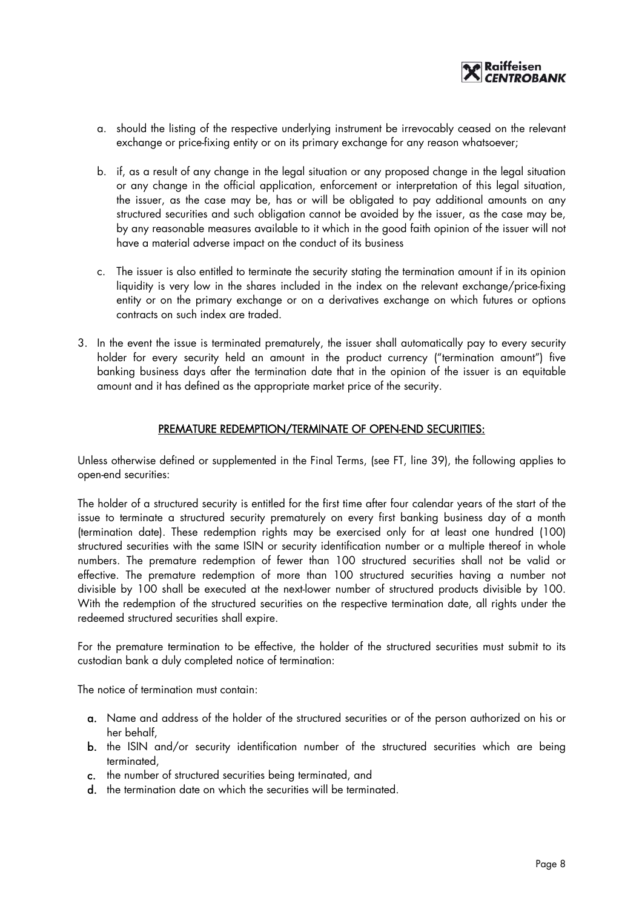a. should the listing of the respective underlying instrument be irrevocably ceased on the relevant exchange or price-fixing entity or on its primary exchange for any reason whatsoever;

b. if, as a result of any change in the legal situation or any proposed change in the legal situation or any change in the official application, enforcement or interpretation of this legal situation, the issuer, as the case may be, has or will be obligated to pay additional amounts on any structured securities and such obligation cannot be avoided by the issuer, as the case may be, by any reasonable measures available to it which in the good faith opinion of the issuer will not have a material adverse impact on the conduct of its business

c. The issuer is also entitled to terminate the security stating the termination amount if in its opinion liquidity is very low in the shares included in the index on the relevant exchange/price-fixing entity or on the primary exchange or on a derivatives exchange on which futures or options contracts on such index are traded.

3. In the event the issue is terminated prematurely, the issuer shall automatically pay to every security holder for every security held an amount in the product currency ("termination amount") five banking business days after the termination date that in the opinion of the issuer is an equitable amount and it has defined as the appropriate market price of the security.

## PREMATURE REDEMPTION/TERMINATE OF OPEN-END SECURITIES:

Unless otherwise defined or supplemented in the Final Terms, (see FT, line 39), the following applies to open-end securities:

The holder of a structured security is entitled for the first time after four calendar years of the start of the issue to terminate a structured security prematurely on every first banking business day of a month (termination date). These redemption rights may be exercised only for at least one hundred (100) structured securities with the same ISIN or security identification number or a multiple thereof in whole numbers. The premature redemption of fewer than 100 structured securities shall not be valid or effective. The premature redemption of more than 100 structured securities having a number not divisible by 100 shall be executed at the next-lower number of structured products divisible by 100. With the redemption of the structured securities on the respective termination date, all rights under the redeemed structured securities shall expire.

For the premature termination to be effective, the holder of the structured securities must submit to its custodian bank a duly completed notice of termination:

The notice of termination must contain:

**a.** Name and address of the holder of the structured securities or of the person authorized on his or her behalf,
**b.** the ISIN and/or security identification number of the structured securities which are being terminated,
**c.** the number of structured securities being terminated, and
**d.** the termination date on which the securities will be terminated.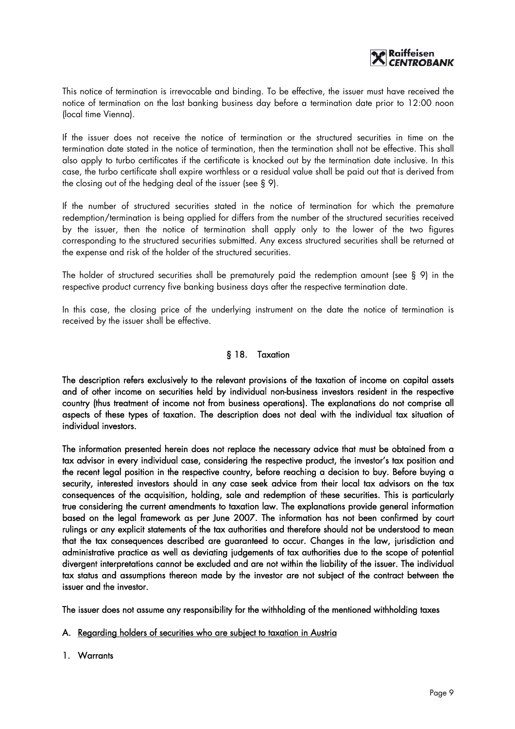This notice of termination is irrevocable and binding. To be effective, the issuer must have received the notice of termination on the last banking business day before a termination date prior to 12:00 noon (local time Vienna).

If the issuer does not receive the notice of termination or the structured securities in time on the termination date stated in the notice of termination, then the termination shall not be effective. This shall also apply to turbo certificates if the certificate is knocked out by the termination date inclusive. In this case, the turbo certificate shall expire worthless or a residual value shall be paid out that is derived from the closing out of the hedging deal of the issuer (see § 9).

If the number of structured securities stated in the notice of termination for which the premature redemption/termination is being applied for differs from the number of the structured securities received by the issuer, then the notice of termination shall apply only to the lower of the two figures corresponding to the structured securities submitted. Any excess structured securities shall be returned at the expense and risk of the holder of the structured securities.

The holder of structured securities shall be prematurely paid the redemption amount (see § 9) in the respective product currency five banking business days after the respective termination date.

In this case, the closing price of the underlying instrument on the date the notice of termination is received by the issuer shall be effective.

## § 18. Taxation

**The description refers exclusively to the relevant provisions of the taxation of income on capital assets and of other income on securities held by individual non-business investors resident in the respective country (thus treatment of income not from business operations). The explanations do not comprise all aspects of these types of taxation. The description does not deal with the individual tax situation of individual investors.**

**The information presented herein does not replace the necessary advice that must be obtained from a tax advisor in every individual case, considering the respective product, the investor's tax position and the recent legal position in the respective country, before reaching a decision to buy. Before buying a security, interested investors should in any case seek advice from their local tax advisors on the tax consequences of the acquisition, holding, sale and redemption of these securities. This is particularly true considering the current amendments to taxation law. The explanations provide general information based on the legal framework as per June 2007. The information has not been confirmed by court rulings or any explicit statements of the tax authorities and therefore should not be understood to mean that the tax consequences described are guaranteed to occur. Changes in the law, jurisdiction and administrative practice as well as deviating judgements of tax authorities due to the scope of potential divergent interpretations cannot be excluded and are not within the liability of the issuer. The individual tax status and assumptions thereon made by the investor are not subject of the contract between the issuer and the investor.**

**The issuer does not assume any responsibility for the withholding of the mentioned withholding taxes**

### A. Regarding holders of securities who are subject to taxation in Austria

#### 1. Warrants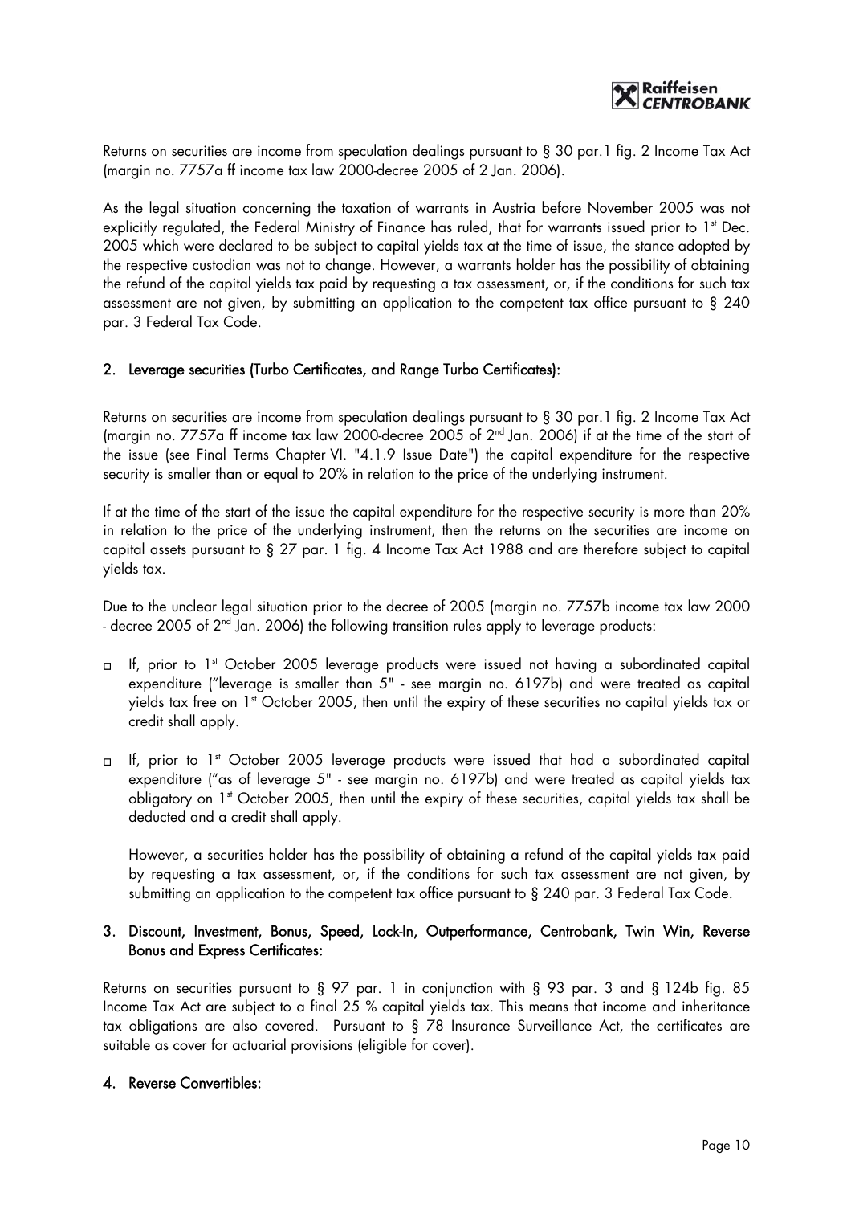Returns on securities are income from speculation dealings pursuant to § 30 par.1 fig. 2 Income Tax Act (margin no. 7757a ff income tax law 2000-decree 2005 of 2 Jan. 2006).

As the legal situation concerning the taxation of warrants in Austria before November 2005 was not explicitly regulated, the Federal Ministry of Finance has ruled, that for warrants issued prior to 1st Dec. 2005 which were declared to be subject to capital yields tax at the time of issue, the stance adopted by the respective custodian was not to change. However, a warrants holder has the possibility of obtaining the refund of the capital yields tax paid by requesting a tax assessment, or, if the conditions for such tax assessment are not given, by submitting an application to the competent tax office pursuant to § 240 par. 3 Federal Tax Code.

## 2. Leverage securities (Turbo Certificates, and Range Turbo Certificates):

Returns on securities are income from speculation dealings pursuant to § 30 par.1 fig. 2 Income Tax Act (margin no. 7757a ff income tax law 2000-decree 2005 of 2nd Jan. 2006) if at the time of the start of the issue (see Final Terms Chapter VI. "4.1.9 Issue Date") the capital expenditure for the respective security is smaller than or equal to 20% in relation to the price of the underlying instrument.

If at the time of the start of the issue the capital expenditure for the respective security is more than 20% in relation to the price of the underlying instrument, then the returns on the securities are income on capital assets pursuant to § 27 par. 1 fig. 4 Income Tax Act 1988 and are therefore subject to capital yields tax.

Due to the unclear legal situation prior to the decree of 2005 (margin no. 7757b income tax law 2000 - decree 2005 of 2nd Jan. 2006) the following transition rules apply to leverage products:

- If, prior to 1st October 2005 leverage products were issued not having a subordinated capital expenditure ("leverage is smaller than 5" - see margin no. 6197b) and were treated as capital yields tax free on 1st October 2005, then until the expiry of these securities no capital yields tax or credit shall apply.
- If, prior to 1st October 2005 leverage products were issued that had a subordinated capital expenditure ("as of leverage 5" - see margin no. 6197b) and were treated as capital yields tax obligatory on 1st October 2005, then until the expiry of these securities, capital yields tax shall be deducted and a credit shall apply.

  However, a securities holder has the possibility of obtaining a refund of the capital yields tax paid by requesting a tax assessment, or, if the conditions for such tax assessment are not given, by submitting an application to the competent tax office pursuant to § 240 par. 3 Federal Tax Code.

## 3. Discount, Investment, Bonus, Speed, Lock-In, Outperformance, Centrobank, Twin Win, Reverse Bonus and Express Certificates:

Returns on securities pursuant to § 97 par. 1 in conjunction with § 93 par. 3 and § 124b fig. 85 Income Tax Act are subject to a final 25 % capital yields tax. This means that income and inheritance tax obligations are also covered. Pursuant to § 78 Insurance Surveillance Act, the certificates are suitable as cover for actuarial provisions (eligible for cover).

## 4. Reverse Convertibles: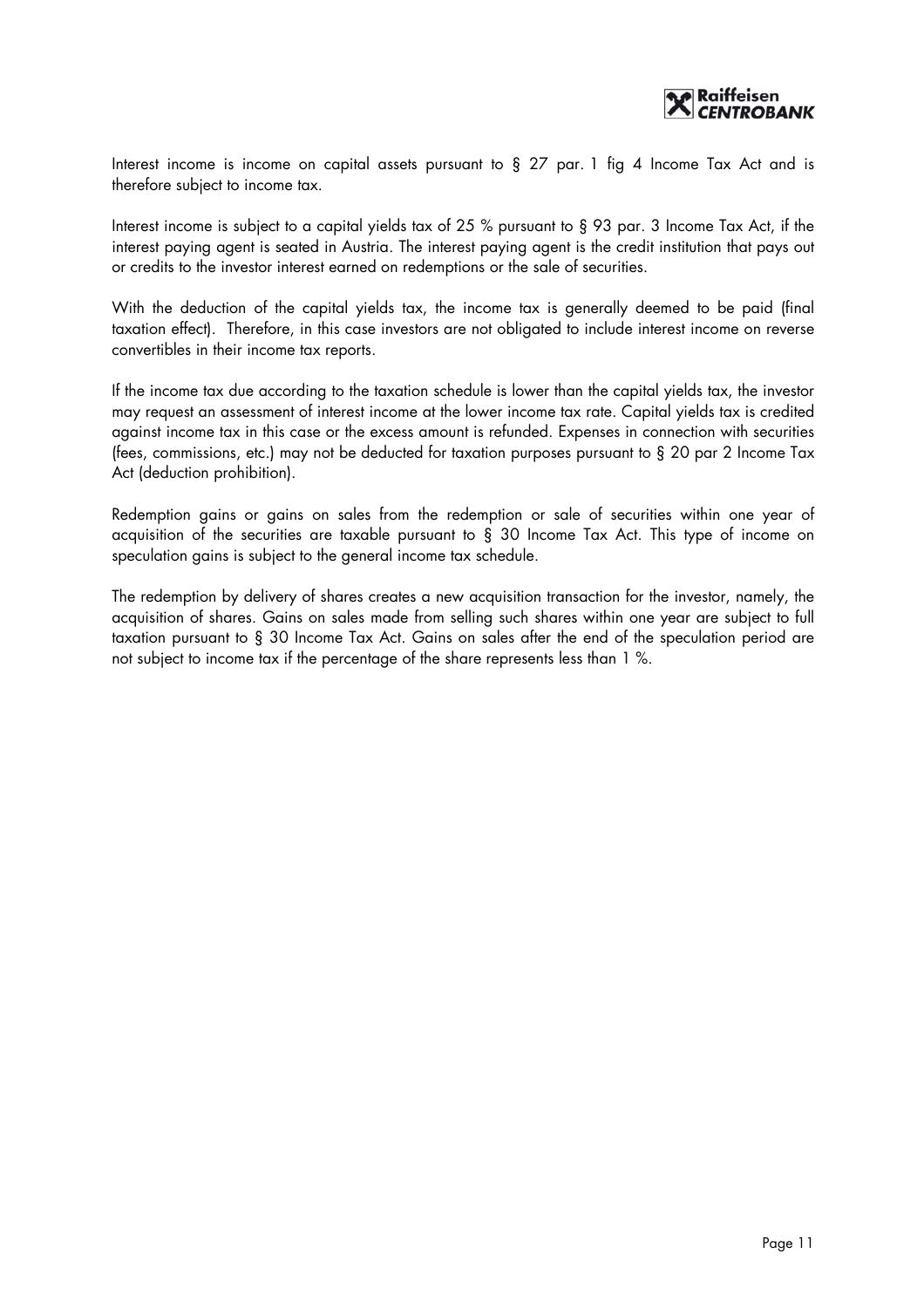Interest income is income on capital assets pursuant to § 27 par. 1 fig 4 Income Tax Act and is therefore subject to income tax.

Interest income is subject to a capital yields tax of 25 % pursuant to § 93 par. 3 Income Tax Act, if the interest paying agent is seated in Austria. The interest paying agent is the credit institution that pays out or credits to the investor interest earned on redemptions or the sale of securities.

With the deduction of the capital yields tax, the income tax is generally deemed to be paid (final taxation effect). Therefore, in this case investors are not obligated to include interest income on reverse convertibles in their income tax reports.

If the income tax due according to the taxation schedule is lower than the capital yields tax, the investor may request an assessment of interest income at the lower income tax rate. Capital yields tax is credited against income tax in this case or the excess amount is refunded. Expenses in connection with securities (fees, commissions, etc.) may not be deducted for taxation purposes pursuant to § 20 par 2 Income Tax Act (deduction prohibition).

Redemption gains or gains on sales from the redemption or sale of securities within one year of acquisition of the securities are taxable pursuant to § 30 Income Tax Act. This type of income on speculation gains is subject to the general income tax schedule.

The redemption by delivery of shares creates a new acquisition transaction for the investor, namely, the acquisition of shares. Gains on sales made from selling such shares within one year are subject to full taxation pursuant to § 30 Income Tax Act. Gains on sales after the end of the speculation period are not subject to income tax if the percentage of the share represents less than 1 %.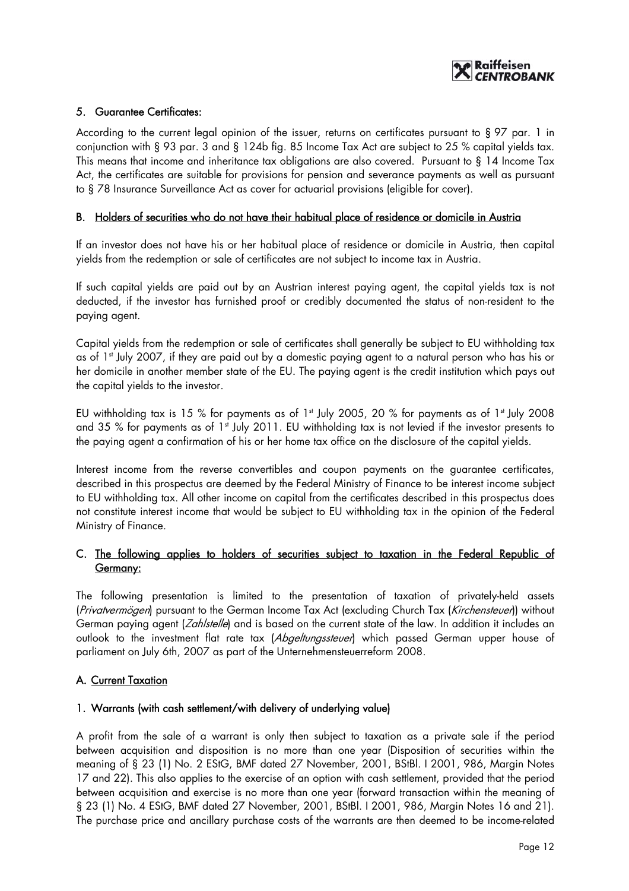### 5. Guarantee Certificates:

According to the current legal opinion of the issuer, returns on certificates pursuant to § 97 par. 1 in conjunction with § 93 par. 3 and § 124b fig. 85 Income Tax Act are subject to 25 % capital yields tax. This means that income and inheritance tax obligations are also covered. Pursuant to § 14 Income Tax Act, the certificates are suitable for provisions for pension and severance payments as well as pursuant to § 78 Insurance Surveillance Act as cover for actuarial provisions (eligible for cover).

## B. Holders of securities who do not have their habitual place of residence or domicile in Austria

If an investor does not have his or her habitual place of residence or domicile in Austria, then capital yields from the redemption or sale of certificates are not subject to income tax in Austria.

If such capital yields are paid out by an Austrian interest paying agent, the capital yields tax is not deducted, if the investor has furnished proof or credibly documented the status of non-resident to the paying agent.

Capital yields from the redemption or sale of certificates shall generally be subject to EU withholding tax as of 1st July 2007, if they are paid out by a domestic paying agent to a natural person who has his or her domicile in another member state of the EU. The paying agent is the credit institution which pays out the capital yields to the investor.

EU withholding tax is 15 % for payments as of 1st July 2005, 20 % for payments as of 1st July 2008 and 35 % for payments as of 1st July 2011. EU withholding tax is not levied if the investor presents to the paying agent a confirmation of his or her home tax office on the disclosure of the capital yields.

Interest income from the reverse convertibles and coupon payments on the guarantee certificates, described in this prospectus are deemed by the Federal Ministry of Finance to be interest income subject to EU withholding tax. All other income on capital from the certificates described in this prospectus does not constitute interest income that would be subject to EU withholding tax in the opinion of the Federal Ministry of Finance.

## C. The following applies to holders of securities subject to taxation in the Federal Republic of Germany:

The following presentation is limited to the presentation of taxation of privately-held assets (*Privatvermögen*) pursuant to the German Income Tax Act (excluding Church Tax (*Kirchensteuer*)) without German paying agent (*Zahlstelle*) and is based on the current state of the law. In addition it includes an outlook to the investment flat rate tax (*Abgeltungssteuer*) which passed German upper house of parliament on July 6th, 2007 as part of the Unternehmensteuerreform 2008.

## A. Current Taxation

### 1. Warrants (with cash settlement/with delivery of underlying value)

A profit from the sale of a warrant is only then subject to taxation as a private sale if the period between acquisition and disposition is no more than one year (Disposition of securities within the meaning of § 23 (1) No. 2 EStG, BMF dated 27 November, 2001, BStBl. I 2001, 986, Margin Notes 17 and 22). This also applies to the exercise of an option with cash settlement, provided that the period between acquisition and exercise is no more than one year (forward transaction within the meaning of § 23 (1) No. 4 EStG, BMF dated 27 November, 2001, BStBl. I 2001, 986, Margin Notes 16 and 21). The purchase price and ancillary purchase costs of the warrants are then deemed to be income-related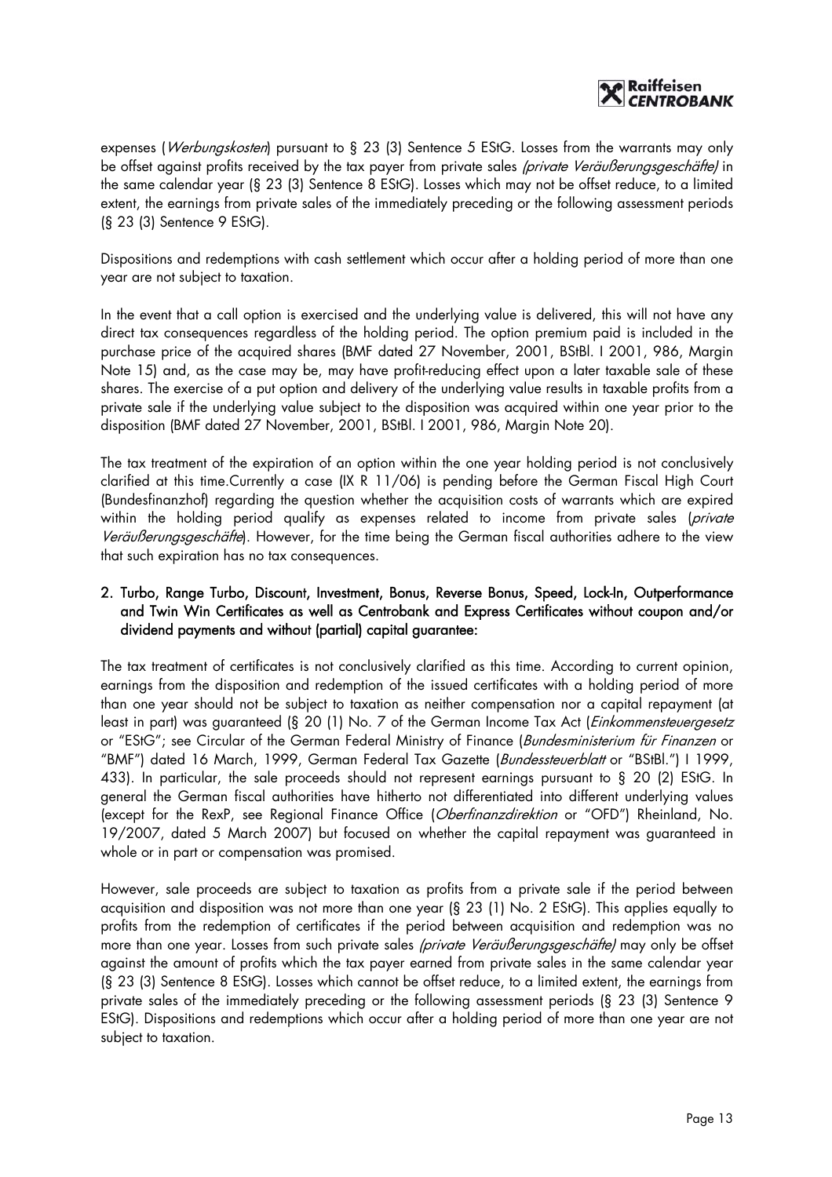expenses (*Werbungskosten*) pursuant to § 23 (3) Sentence 5 EStG. Losses from the warrants may only be offset against profits received by the tax payer from private sales *(private Veräußerungsgeschäfte)* in the same calendar year (§ 23 (3) Sentence 8 EStG). Losses which may not be offset reduce, to a limited extent, the earnings from private sales of the immediately preceding or the following assessment periods (§ 23 (3) Sentence 9 EStG).

Dispositions and redemptions with cash settlement which occur after a holding period of more than one year are not subject to taxation.

In the event that a call option is exercised and the underlying value is delivered, this will not have any direct tax consequences regardless of the holding period. The option premium paid is included in the purchase price of the acquired shares (BMF dated 27 November, 2001, BStBl. I 2001, 986, Margin Note 15) and, as the case may be, may have profit-reducing effect upon a later taxable sale of these shares. The exercise of a put option and delivery of the underlying value results in taxable profits from a private sale if the underlying value subject to the disposition was acquired within one year prior to the disposition (BMF dated 27 November, 2001, BStBl. I 2001, 986, Margin Note 20).

The tax treatment of the expiration of an option within the one year holding period is not conclusively clarified at this time.Currently a case (IX R 11/06) is pending before the German Fiscal High Court (Bundesfinanzhof) regarding the question whether the acquisition costs of warrants which are expired within the holding period qualify as expenses related to income from private sales (*private Veräußerungsgeschäfte*). However, for the time being the German fiscal authorities adhere to the view that such expiration has no tax consequences.

## 2. Turbo, Range Turbo, Discount, Investment, Bonus, Reverse Bonus, Speed, Lock-In, Outperformance and Twin Win Certificates as well as Centrobank and Express Certificates without coupon and/or dividend payments and without (partial) capital guarantee:

The tax treatment of certificates is not conclusively clarified as this time. According to current opinion, earnings from the disposition and redemption of the issued certificates with a holding period of more than one year should not be subject to taxation as neither compensation nor a capital repayment (at least in part) was guaranteed (§ 20 (1) No. 7 of the German Income Tax Act (*Einkommensteuergesetz* or "EStG"; see Circular of the German Federal Ministry of Finance (*Bundesministerium für Finanzen* or "BMF") dated 16 March, 1999, German Federal Tax Gazette (*Bundessteuerblatt* or "BStBl.") I 1999, 433). In particular, the sale proceeds should not represent earnings pursuant to § 20 (2) EStG. In general the German fiscal authorities have hitherto not differentiated into different underlying values (except for the RexP, see Regional Finance Office (*Oberfinanzdirektion* or "OFD") Rheinland, No. 19/2007, dated 5 March 2007) but focused on whether the capital repayment was guaranteed in whole or in part or compensation was promised.

However, sale proceeds are subject to taxation as profits from a private sale if the period between acquisition and disposition was not more than one year (§ 23 (1) No. 2 EStG). This applies equally to profits from the redemption of certificates if the period between acquisition and redemption was no more than one year. Losses from such private sales *(private Veräußerungsgeschäfte)* may only be offset against the amount of profits which the tax payer earned from private sales in the same calendar year (§ 23 (3) Sentence 8 EStG). Losses which cannot be offset reduce, to a limited extent, the earnings from private sales of the immediately preceding or the following assessment periods (§ 23 (3) Sentence 9 EStG). Dispositions and redemptions which occur after a holding period of more than one year are not subject to taxation.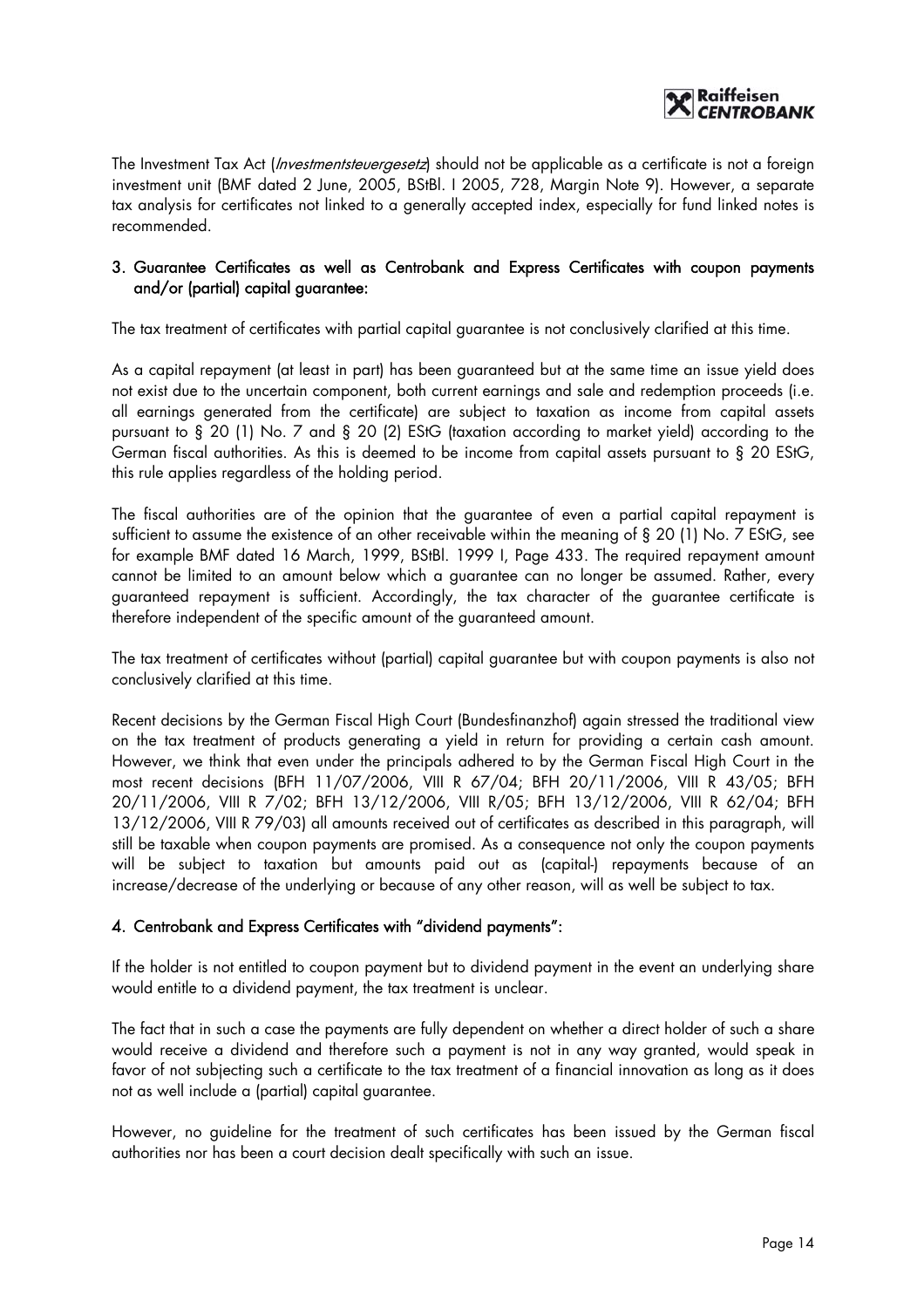The Investment Tax Act (*Investmentsteuergesetz*) should not be applicable as a certificate is not a foreign investment unit (BMF dated 2 June, 2005, BStBl. I 2005, 728, Margin Note 9). However, a separate tax analysis for certificates not linked to a generally accepted index, especially for fund linked notes is recommended.

## 3. Guarantee Certificates as well as Centrobank and Express Certificates with coupon payments and/or (partial) capital guarantee:

The tax treatment of certificates with partial capital guarantee is not conclusively clarified at this time.

As a capital repayment (at least in part) has been guaranteed but at the same time an issue yield does not exist due to the uncertain component, both current earnings and sale and redemption proceeds (i.e. all earnings generated from the certificate) are subject to taxation as income from capital assets pursuant to § 20 (1) No. 7 and § 20 (2) EStG (taxation according to market yield) according to the German fiscal authorities. As this is deemed to be income from capital assets pursuant to § 20 EStG, this rule applies regardless of the holding period.

The fiscal authorities are of the opinion that the guarantee of even a partial capital repayment is sufficient to assume the existence of an other receivable within the meaning of § 20 (1) No. 7 EStG, see for example BMF dated 16 March, 1999, BStBl. 1999 I, Page 433. The required repayment amount cannot be limited to an amount below which a guarantee can no longer be assumed. Rather, every guaranteed repayment is sufficient. Accordingly, the tax character of the guarantee certificate is therefore independent of the specific amount of the guaranteed amount.

The tax treatment of certificates without (partial) capital guarantee but with coupon payments is also not conclusively clarified at this time.

Recent decisions by the German Fiscal High Court (Bundesfinanzhof) again stressed the traditional view on the tax treatment of products generating a yield in return for providing a certain cash amount. However, we think that even under the principals adhered to by the German Fiscal High Court in the most recent decisions (BFH 11/07/2006, VIII R 67/04; BFH 20/11/2006, VIII R 43/05; BFH 20/11/2006, VIII R 7/02; BFH 13/12/2006, VIII R/05; BFH 13/12/2006, VIII R 62/04; BFH 13/12/2006, VIII R 79/03) all amounts received out of certificates as described in this paragraph, will still be taxable when coupon payments are promised. As a consequence not only the coupon payments will be subject to taxation but amounts paid out as (capital-) repayments because of an increase/decrease of the underlying or because of any other reason, will as well be subject to tax.

## 4. Centrobank and Express Certificates with "dividend payments":

If the holder is not entitled to coupon payment but to dividend payment in the event an underlying share would entitle to a dividend payment, the tax treatment is unclear.

The fact that in such a case the payments are fully dependent on whether a direct holder of such a share would receive a dividend and therefore such a payment is not in any way granted, would speak in favor of not subjecting such a certificate to the tax treatment of a financial innovation as long as it does not as well include a (partial) capital guarantee.

However, no guideline for the treatment of such certificates has been issued by the German fiscal authorities nor has been a court decision dealt specifically with such an issue.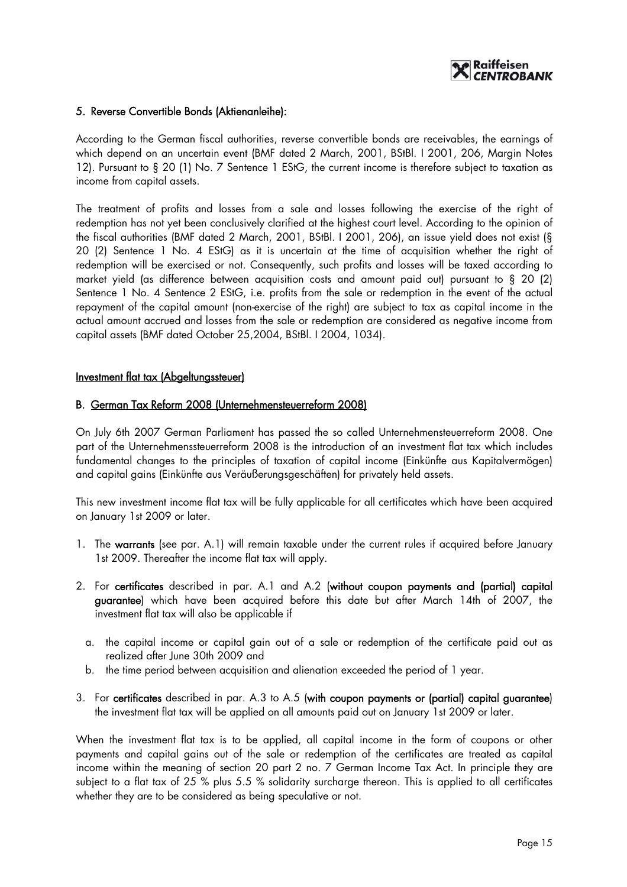### 5. Reverse Convertible Bonds (Aktienanleihe):

According to the German fiscal authorities, reverse convertible bonds are receivables, the earnings of which depend on an uncertain event (BMF dated 2 March, 2001, BStBl. I 2001, 206, Margin Notes 12). Pursuant to § 20 (1) No. 7 Sentence 1 EStG, the current income is therefore subject to taxation as income from capital assets.

The treatment of profits and losses from a sale and losses following the exercise of the right of redemption has not yet been conclusively clarified at the highest court level. According to the opinion of the fiscal authorities (BMF dated 2 March, 2001, BStBl. I 2001, 206), an issue yield does not exist (§ 20 (2) Sentence 1 No. 4 EStG) as it is uncertain at the time of acquisition whether the right of redemption will be exercised or not. Consequently, such profits and losses will be taxed according to market yield (as difference between acquisition costs and amount paid out) pursuant to § 20 (2) Sentence 1 No. 4 Sentence 2 EStG, i.e. profits from the sale or redemption in the event of the actual repayment of the capital amount (non-exercise of the right) are subject to tax as capital income in the actual amount accrued and losses from the sale or redemption are considered as negative income from capital assets (BMF dated October 25,2004, BStBl. I 2004, 1034).

## Investment flat tax (Abgeltungssteuer)

### B. German Tax Reform 2008 (Unternehmensteuerreform 2008)

On July 6th 2007 German Parliament has passed the so called Unternehmensteuerreform 2008. One part of the Unternehmenssteuerreform 2008 is the introduction of an investment flat tax which includes fundamental changes to the principles of taxation of capital income (Einkünfte aus Kapitalvermögen) and capital gains (Einkünfte aus Veräußerungsgeschäften) for privately held assets.

This new investment income flat tax will be fully applicable for all certificates which have been acquired on January 1st 2009 or later.

1. The **warrants** (see par. A.1) will remain taxable under the current rules if acquired before January 1st 2009. Thereafter the income flat tax will apply.
2. For **certificates** described in par. A.1 and A.2 (**without coupon payments and (partial) capital guarantee**) which have been acquired before this date but after March 14th of 2007, the investment flat tax will also be applicable if
   a. the capital income or capital gain out of a sale or redemption of the certificate paid out as realized after June 30th 2009 and
   b. the time period between acquisition and alienation exceeded the period of 1 year.
3. For **certificates** described in par. A.3 to A.5 (**with coupon payments or (partial) capital guarantee**) the investment flat tax will be applied on all amounts paid out on January 1st 2009 or later.

When the investment flat tax is to be applied, all capital income in the form of coupons or other payments and capital gains out of the sale or redemption of the certificates are treated as capital income within the meaning of section 20 part 2 no. 7 German Income Tax Act. In principle they are subject to a flat tax of 25 % plus 5.5 % solidarity surcharge thereon. This is applied to all certificates whether they are to be considered as being speculative or not.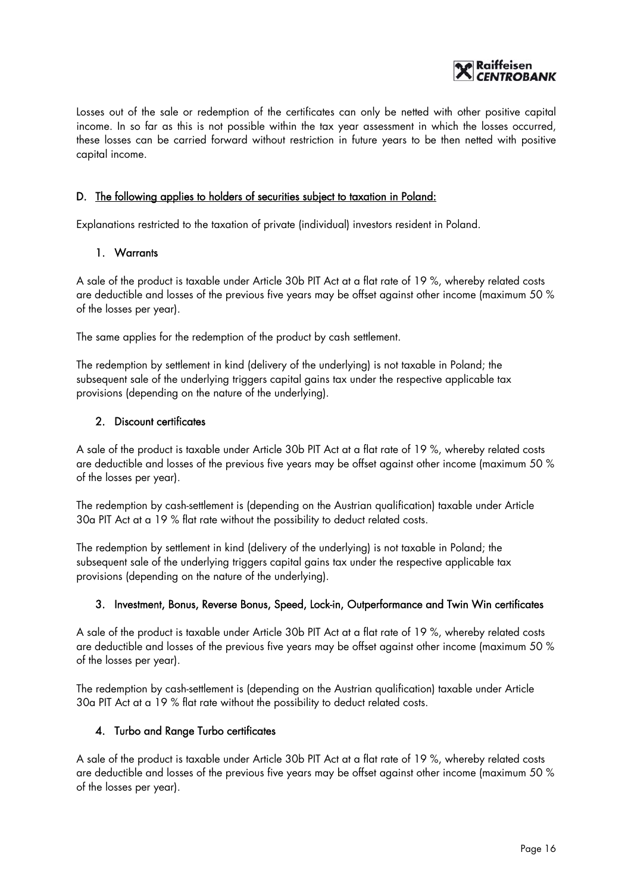Losses out of the sale or redemption of the certificates can only be netted with other positive capital income. In so far as this is not possible within the tax year assessment in which the losses occurred, these losses can be carried forward without restriction in future years to be then netted with positive capital income.

## D. The following applies to holders of securities subject to taxation in Poland:

Explanations restricted to the taxation of private (individual) investors resident in Poland.

### 1. Warrants

A sale of the product is taxable under Article 30b PIT Act at a flat rate of 19 %, whereby related costs are deductible and losses of the previous five years may be offset against other income (maximum 50 % of the losses per year).

The same applies for the redemption of the product by cash settlement.

The redemption by settlement in kind (delivery of the underlying) is not taxable in Poland; the subsequent sale of the underlying triggers capital gains tax under the respective applicable tax provisions (depending on the nature of the underlying).

### 2. Discount certificates

A sale of the product is taxable under Article 30b PIT Act at a flat rate of 19 %, whereby related costs are deductible and losses of the previous five years may be offset against other income (maximum 50 % of the losses per year).

The redemption by cash-settlement is (depending on the Austrian qualification) taxable under Article 30a PIT Act at a 19 % flat rate without the possibility to deduct related costs.

The redemption by settlement in kind (delivery of the underlying) is not taxable in Poland; the subsequent sale of the underlying triggers capital gains tax under the respective applicable tax provisions (depending on the nature of the underlying).

### 3. Investment, Bonus, Reverse Bonus, Speed, Lock-in, Outperformance and Twin Win certificates

A sale of the product is taxable under Article 30b PIT Act at a flat rate of 19 %, whereby related costs are deductible and losses of the previous five years may be offset against other income (maximum 50 % of the losses per year).

The redemption by cash-settlement is (depending on the Austrian qualification) taxable under Article 30a PIT Act at a 19 % flat rate without the possibility to deduct related costs.

### 4. Turbo and Range Turbo certificates

A sale of the product is taxable under Article 30b PIT Act at a flat rate of 19 %, whereby related costs are deductible and losses of the previous five years may be offset against other income (maximum 50 % of the losses per year).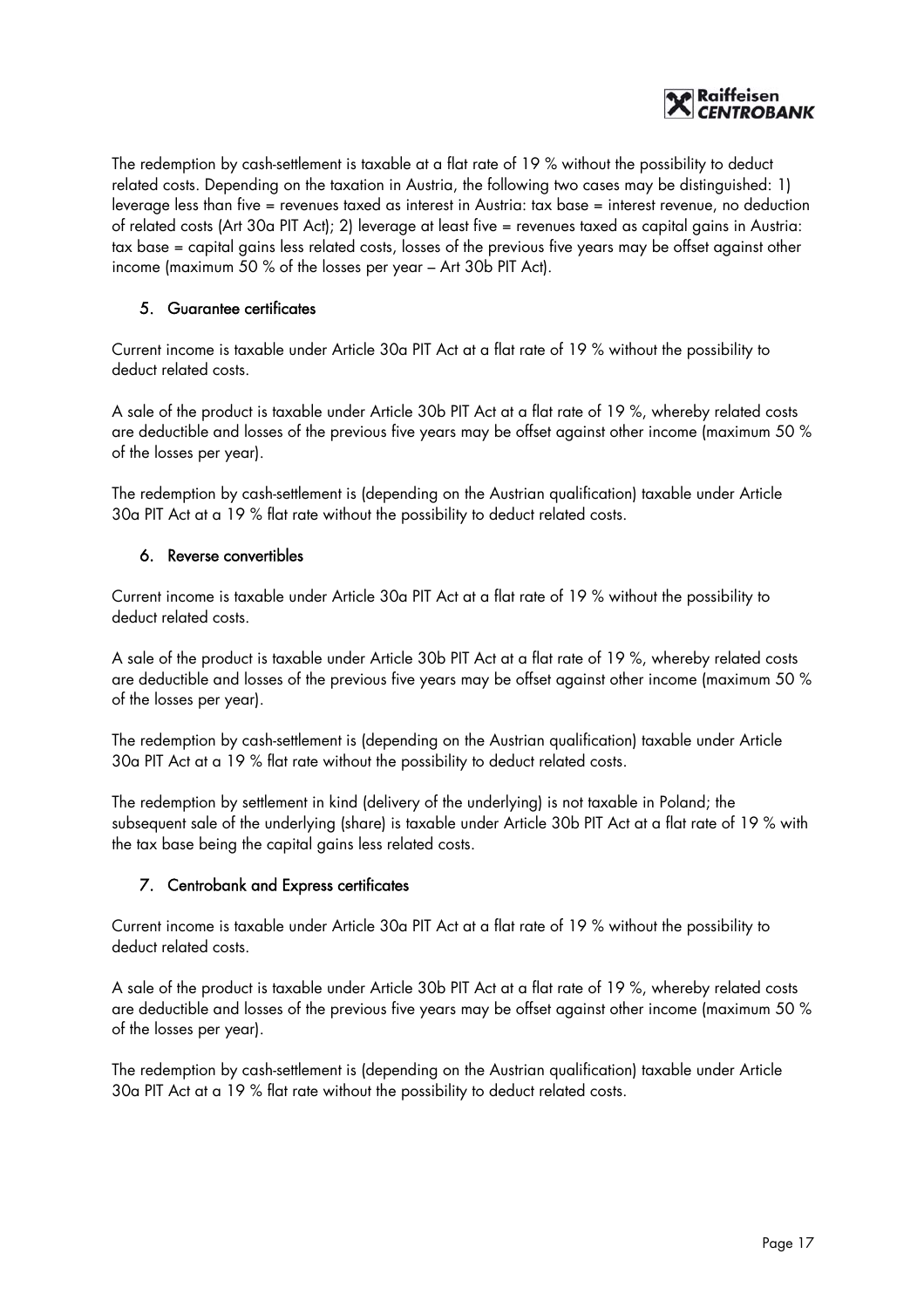The redemption by cash-settlement is taxable at a flat rate of 19 % without the possibility to deduct related costs. Depending on the taxation in Austria, the following two cases may be distinguished: 1) leverage less than five = revenues taxed as interest in Austria: tax base = interest revenue, no deduction of related costs (Art 30a PIT Act); 2) leverage at least five = revenues taxed as capital gains in Austria: tax base = capital gains less related costs, losses of the previous five years may be offset against other income (maximum 50 % of the losses per year – Art 30b PIT Act).

### 5. Guarantee certificates

Current income is taxable under Article 30a PIT Act at a flat rate of 19 % without the possibility to deduct related costs.

A sale of the product is taxable under Article 30b PIT Act at a flat rate of 19 %, whereby related costs are deductible and losses of the previous five years may be offset against other income (maximum 50 % of the losses per year).

The redemption by cash-settlement is (depending on the Austrian qualification) taxable under Article 30a PIT Act at a 19 % flat rate without the possibility to deduct related costs.

### 6. Reverse convertibles

Current income is taxable under Article 30a PIT Act at a flat rate of 19 % without the possibility to deduct related costs.

A sale of the product is taxable under Article 30b PIT Act at a flat rate of 19 %, whereby related costs are deductible and losses of the previous five years may be offset against other income (maximum 50 % of the losses per year).

The redemption by cash-settlement is (depending on the Austrian qualification) taxable under Article 30a PIT Act at a 19 % flat rate without the possibility to deduct related costs.

The redemption by settlement in kind (delivery of the underlying) is not taxable in Poland; the subsequent sale of the underlying (share) is taxable under Article 30b PIT Act at a flat rate of 19 % with the tax base being the capital gains less related costs.

### 7. Centrobank and Express certificates

Current income is taxable under Article 30a PIT Act at a flat rate of 19 % without the possibility to deduct related costs.

A sale of the product is taxable under Article 30b PIT Act at a flat rate of 19 %, whereby related costs are deductible and losses of the previous five years may be offset against other income (maximum 50 % of the losses per year).

The redemption by cash-settlement is (depending on the Austrian qualification) taxable under Article 30a PIT Act at a 19 % flat rate without the possibility to deduct related costs.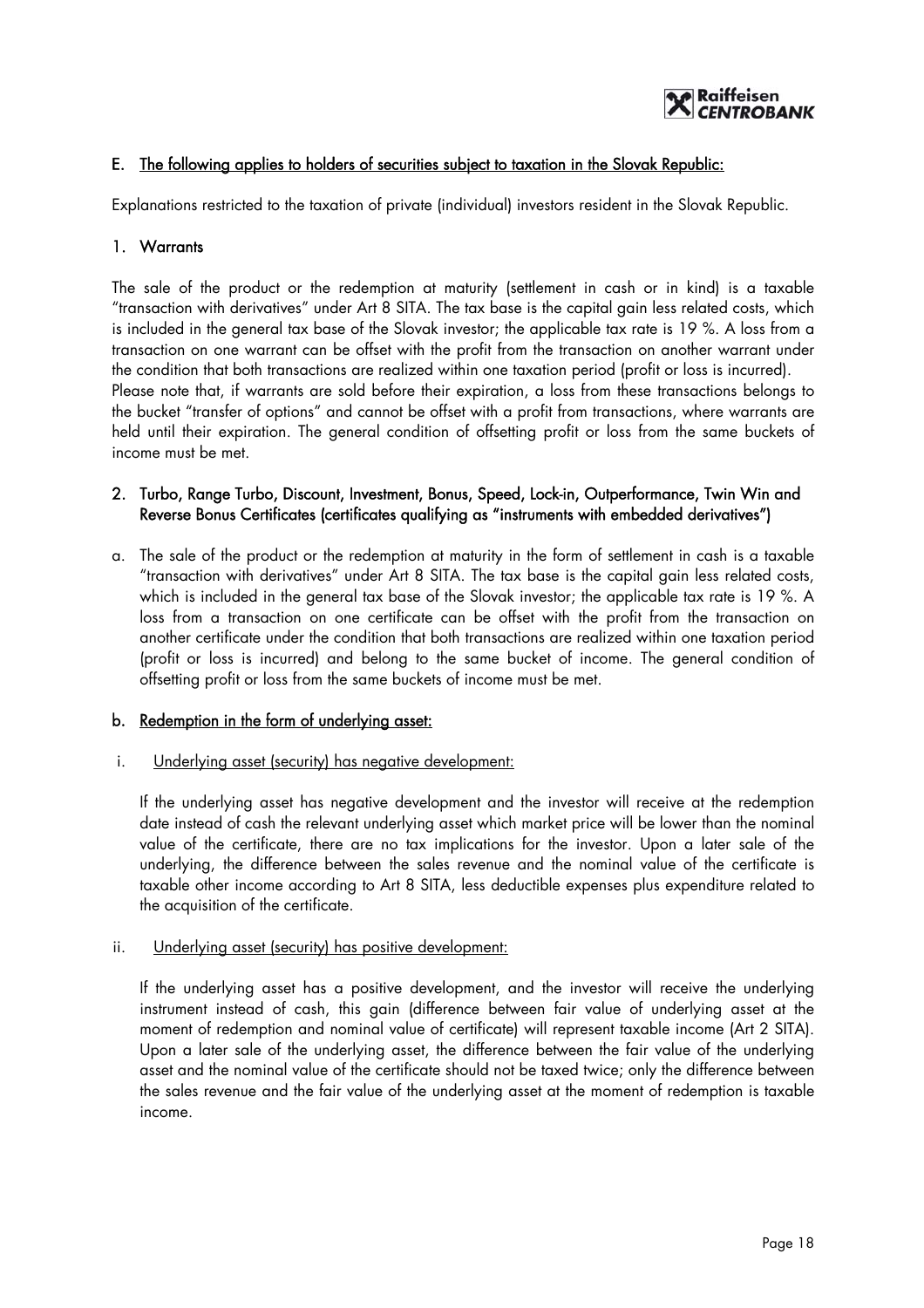## E. The following applies to holders of securities subject to taxation in the Slovak Republic:

Explanations restricted to the taxation of private (individual) investors resident in the Slovak Republic.

### 1. Warrants

The sale of the product or the redemption at maturity (settlement in cash or in kind) is a taxable "transaction with derivatives" under Art 8 SITA. The tax base is the capital gain less related costs, which is included in the general tax base of the Slovak investor; the applicable tax rate is 19 %. A loss from a transaction on one warrant can be offset with the profit from the transaction on another warrant under the condition that both transactions are realized within one taxation period (profit or loss is incurred). Please note that, if warrants are sold before their expiration, a loss from these transactions belongs to the bucket "transfer of options" and cannot be offset with a profit from transactions, where warrants are held until their expiration. The general condition of offsetting profit or loss from the same buckets of income must be met.

### 2. Turbo, Range Turbo, Discount, Investment, Bonus, Speed, Lock-in, Outperformance, Twin Win and Reverse Bonus Certificates (certificates qualifying as "instruments with embedded derivatives")

a. The sale of the product or the redemption at maturity in the form of settlement in cash is a taxable "transaction with derivatives" under Art 8 SITA. The tax base is the capital gain less related costs, which is included in the general tax base of the Slovak investor; the applicable tax rate is 19 %. A loss from a transaction on one certificate can be offset with the profit from the transaction on another certificate under the condition that both transactions are realized within one taxation period (profit or loss is incurred) and belong to the same bucket of income. The general condition of offsetting profit or loss from the same buckets of income must be met.

b. **Redemption in the form of underlying asset:**

i. Underlying asset (security) has negative development:

If the underlying asset has negative development and the investor will receive at the redemption date instead of cash the relevant underlying asset which market price will be lower than the nominal value of the certificate, there are no tax implications for the investor. Upon a later sale of the underlying, the difference between the sales revenue and the nominal value of the certificate is taxable other income according to Art 8 SITA, less deductible expenses plus expenditure related to the acquisition of the certificate.

ii. Underlying asset (security) has positive development:

If the underlying asset has a positive development, and the investor will receive the underlying instrument instead of cash, this gain (difference between fair value of underlying asset at the moment of redemption and nominal value of certificate) will represent taxable income (Art 2 SITA). Upon a later sale of the underlying asset, the difference between the fair value of the underlying asset and the nominal value of the certificate should not be taxed twice; only the difference between the sales revenue and the fair value of the underlying asset at the moment of redemption is taxable income.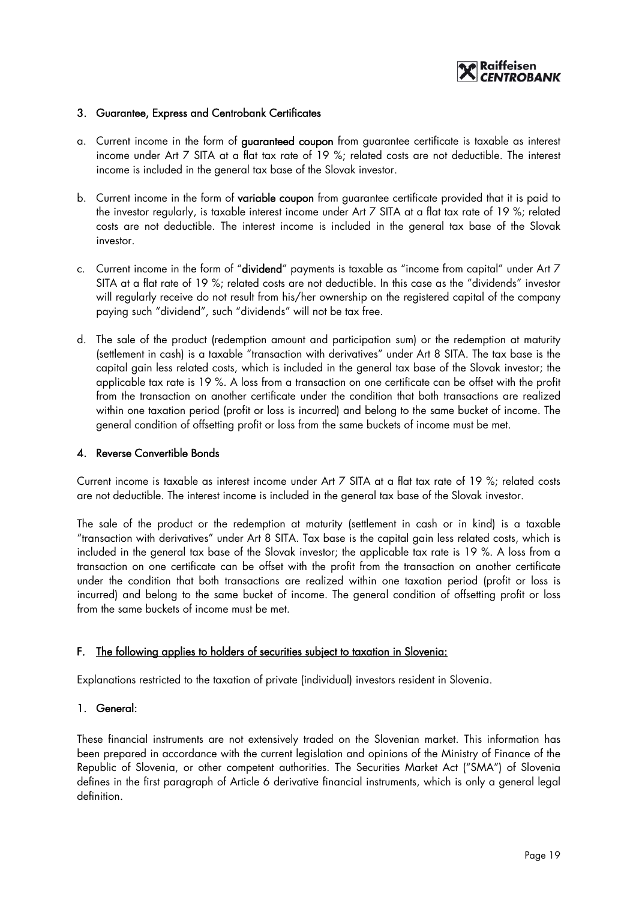### 3. Guarantee, Express and Centrobank Certificates

a. Current income in the form of **guaranteed coupon** from guarantee certificate is taxable as interest income under Art 7 SITA at a flat tax rate of 19 %; related costs are not deductible. The interest income is included in the general tax base of the Slovak investor.

b. Current income in the form of **variable coupon** from guarantee certificate provided that it is paid to the investor regularly, is taxable interest income under Art 7 SITA at a flat tax rate of 19 %; related costs are not deductible. The interest income is included in the general tax base of the Slovak investor.

c. Current income in the form of "**dividend**" payments is taxable as "income from capital" under Art 7 SITA at a flat rate of 19 %; related costs are not deductible. In this case as the "dividends" investor will regularly receive do not result from his/her ownership on the registered capital of the company paying such "dividend", such "dividends" will not be tax free.

d. The sale of the product (redemption amount and participation sum) or the redemption at maturity (settlement in cash) is a taxable "transaction with derivatives" under Art 8 SITA. The tax base is the capital gain less related costs, which is included in the general tax base of the Slovak investor; the applicable tax rate is 19 %. A loss from a transaction on one certificate can be offset with the profit from the transaction on another certificate under the condition that both transactions are realized within one taxation period (profit or loss is incurred) and belong to the same bucket of income. The general condition of offsetting profit or loss from the same buckets of income must be met.

### 4. Reverse Convertible Bonds

Current income is taxable as interest income under Art 7 SITA at a flat tax rate of 19 %; related costs are not deductible. The interest income is included in the general tax base of the Slovak investor.

The sale of the product or the redemption at maturity (settlement in cash or in kind) is a taxable "transaction with derivatives" under Art 8 SITA. Tax base is the capital gain less related costs, which is included in the general tax base of the Slovak investor; the applicable tax rate is 19 %. A loss from a transaction on one certificate can be offset with the profit from the transaction on another certificate under the condition that both transactions are realized within one taxation period (profit or loss is incurred) and belong to the same bucket of income. The general condition of offsetting profit or loss from the same buckets of income must be met.

## F. The following applies to holders of securities subject to taxation in Slovenia:

Explanations restricted to the taxation of private (individual) investors resident in Slovenia.

### 1. General:

These financial instruments are not extensively traded on the Slovenian market. This information has been prepared in accordance with the current legislation and opinions of the Ministry of Finance of the Republic of Slovenia, or other competent authorities. The Securities Market Act ("SMA") of Slovenia defines in the first paragraph of Article 6 derivative financial instruments, which is only a general legal definition.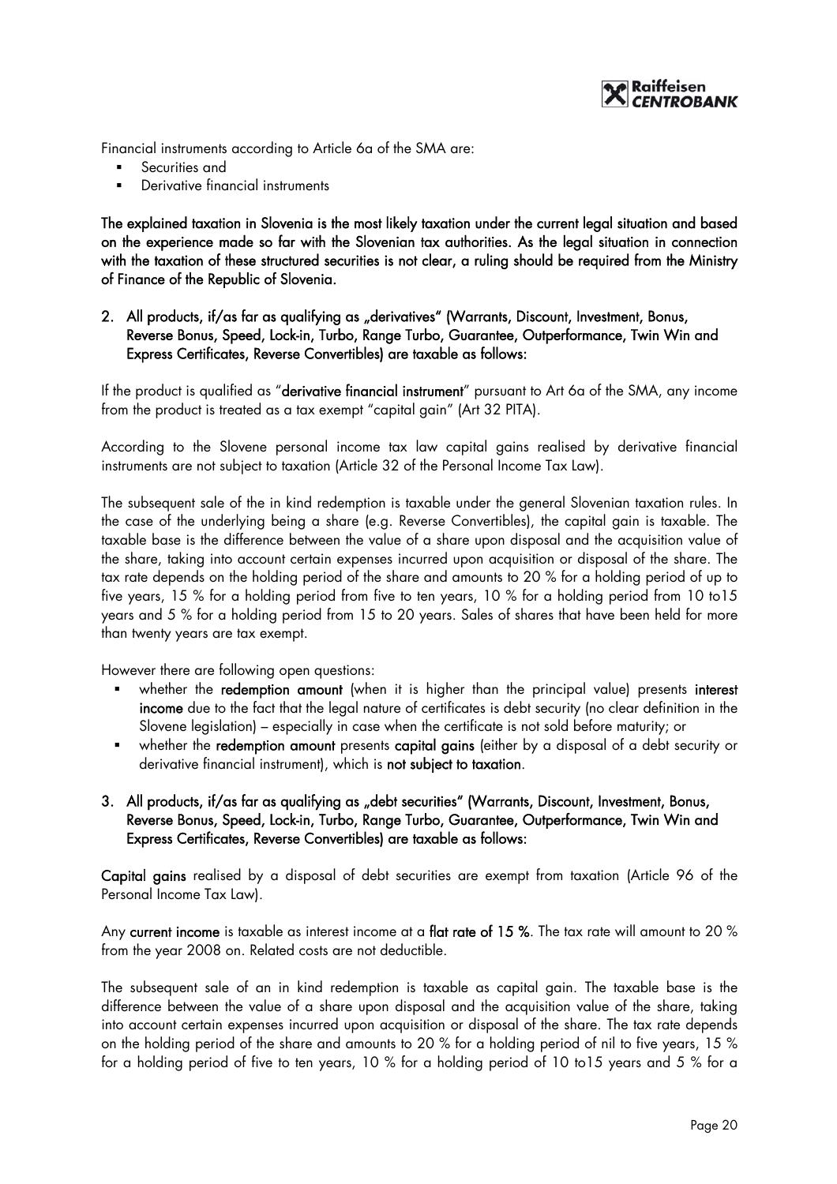Financial instruments according to Article 6a of the SMA are:

- Securities and
- Derivative financial instruments

**The explained taxation in Slovenia is the most likely taxation under the current legal situation and based on the experience made so far with the Slovenian tax authorities. As the legal situation in connection with the taxation of these structured securities is not clear, a ruling should be required from the Ministry of Finance of the Republic of Slovenia.**

2. **All products, if/as far as qualifying as „derivatives" (Warrants, Discount, Investment, Bonus, Reverse Bonus, Speed, Lock-in, Turbo, Range Turbo, Guarantee, Outperformance, Twin Win and Express Certificates, Reverse Convertibles) are taxable as follows:**

If the product is qualified as "**derivative financial instrument**" pursuant to Art 6a of the SMA, any income from the product is treated as a tax exempt "capital gain" (Art 32 PITA).

According to the Slovene personal income tax law capital gains realised by derivative financial instruments are not subject to taxation (Article 32 of the Personal Income Tax Law).

The subsequent sale of the in kind redemption is taxable under the general Slovenian taxation rules. In the case of the underlying being a share (e.g. Reverse Convertibles), the capital gain is taxable. The taxable base is the difference between the value of a share upon disposal and the acquisition value of the share, taking into account certain expenses incurred upon acquisition or disposal of the share. The tax rate depends on the holding period of the share and amounts to 20 % for a holding period of up to five years, 15 % for a holding period from five to ten years, 10 % for a holding period from 10 to15 years and 5 % for a holding period from 15 to 20 years. Sales of shares that have been held for more than twenty years are tax exempt.

However there are following open questions:

- whether the **redemption amount** (when it is higher than the principal value) presents **interest income** due to the fact that the legal nature of certificates is debt security (no clear definition in the Slovene legislation) – especially in case when the certificate is not sold before maturity; or
- whether the **redemption amount** presents **capital gains** (either by a disposal of a debt security or derivative financial instrument), which is **not subject to taxation**.

3. **All products, if/as far as qualifying as „debt securities" (Warrants, Discount, Investment, Bonus, Reverse Bonus, Speed, Lock-in, Turbo, Range Turbo, Guarantee, Outperformance, Twin Win and Express Certificates, Reverse Convertibles) are taxable as follows:**

**Capital gains** realised by a disposal of debt securities are exempt from taxation (Article 96 of the Personal Income Tax Law).

Any **current income** is taxable as interest income at a **flat rate of 15 %**. The tax rate will amount to 20 % from the year 2008 on. Related costs are not deductible.

The subsequent sale of an in kind redemption is taxable as capital gain. The taxable base is the difference between the value of a share upon disposal and the acquisition value of the share, taking into account certain expenses incurred upon acquisition or disposal of the share. The tax rate depends on the holding period of the share and amounts to 20 % for a holding period of nil to five years, 15 % for a holding period of five to ten years, 10 % for a holding period of 10 to15 years and 5 % for a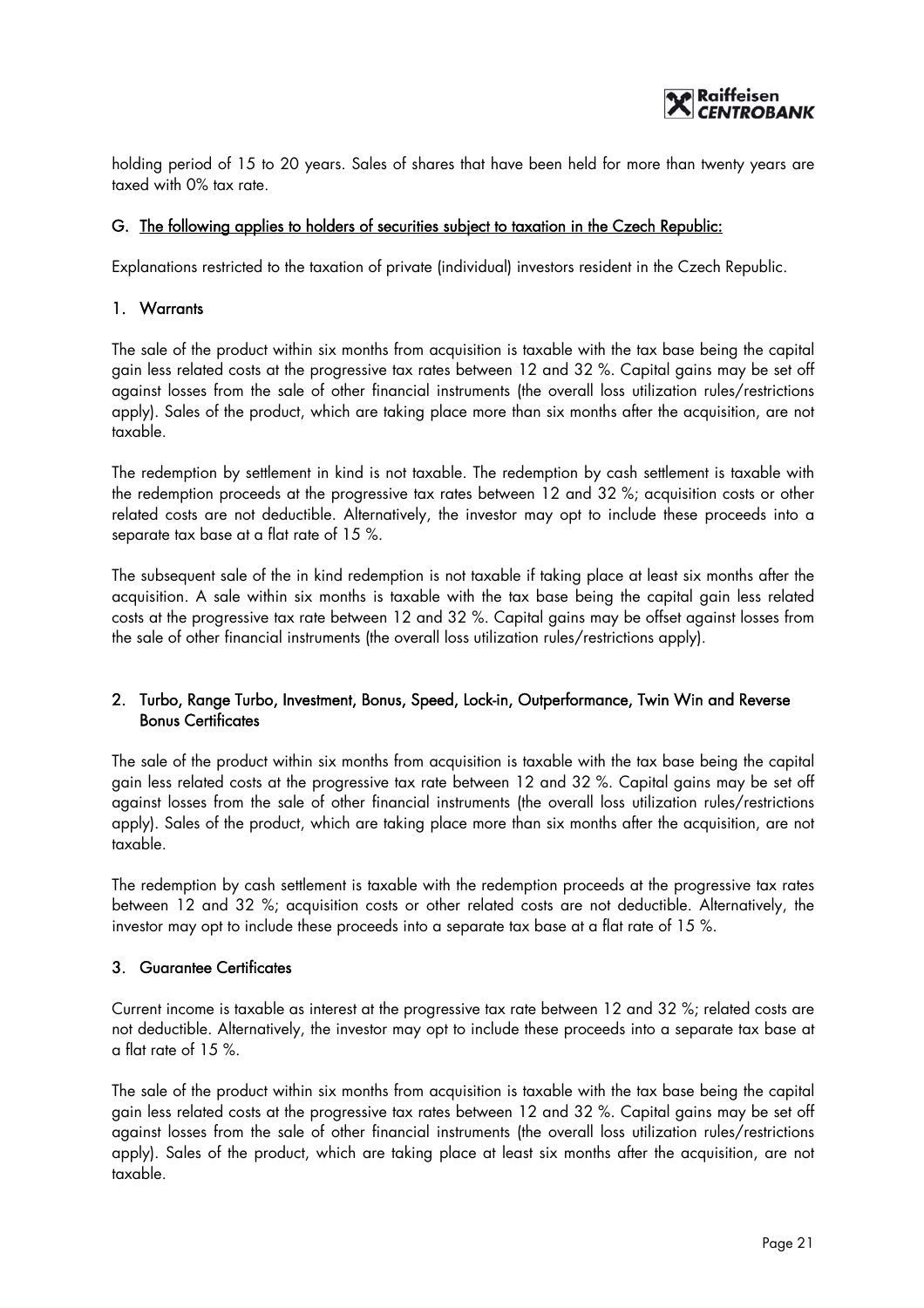holding period of 15 to 20 years. Sales of shares that have been held for more than twenty years are taxed with 0% tax rate.

## G. The following applies to holders of securities subject to taxation in the Czech Republic:

Explanations restricted to the taxation of private (individual) investors resident in the Czech Republic.

### 1. Warrants

The sale of the product within six months from acquisition is taxable with the tax base being the capital gain less related costs at the progressive tax rates between 12 and 32 %. Capital gains may be set off against losses from the sale of other financial instruments (the overall loss utilization rules/restrictions apply). Sales of the product, which are taking place more than six months after the acquisition, are not taxable.

The redemption by settlement in kind is not taxable. The redemption by cash settlement is taxable with the redemption proceeds at the progressive tax rates between 12 and 32 %; acquisition costs or other related costs are not deductible. Alternatively, the investor may opt to include these proceeds into a separate tax base at a flat rate of 15 %.

The subsequent sale of the in kind redemption is not taxable if taking place at least six months after the acquisition. A sale within six months is taxable with the tax base being the capital gain less related costs at the progressive tax rate between 12 and 32 %. Capital gains may be offset against losses from the sale of other financial instruments (the overall loss utilization rules/restrictions apply).

### 2. Turbo, Range Turbo, Investment, Bonus, Speed, Lock-in, Outperformance, Twin Win and Reverse Bonus Certificates

The sale of the product within six months from acquisition is taxable with the tax base being the capital gain less related costs at the progressive tax rate between 12 and 32 %. Capital gains may be set off against losses from the sale of other financial instruments (the overall loss utilization rules/restrictions apply). Sales of the product, which are taking place more than six months after the acquisition, are not taxable.

The redemption by cash settlement is taxable with the redemption proceeds at the progressive tax rates between 12 and 32 %; acquisition costs or other related costs are not deductible. Alternatively, the investor may opt to include these proceeds into a separate tax base at a flat rate of 15 %.

### 3. Guarantee Certificates

Current income is taxable as interest at the progressive tax rate between 12 and 32 %; related costs are not deductible. Alternatively, the investor may opt to include these proceeds into a separate tax base at a flat rate of 15 %.

The sale of the product within six months from acquisition is taxable with the tax base being the capital gain less related costs at the progressive tax rates between 12 and 32 %. Capital gains may be set off against losses from the sale of other financial instruments (the overall loss utilization rules/restrictions apply). Sales of the product, which are taking place at least six months after the acquisition, are not taxable.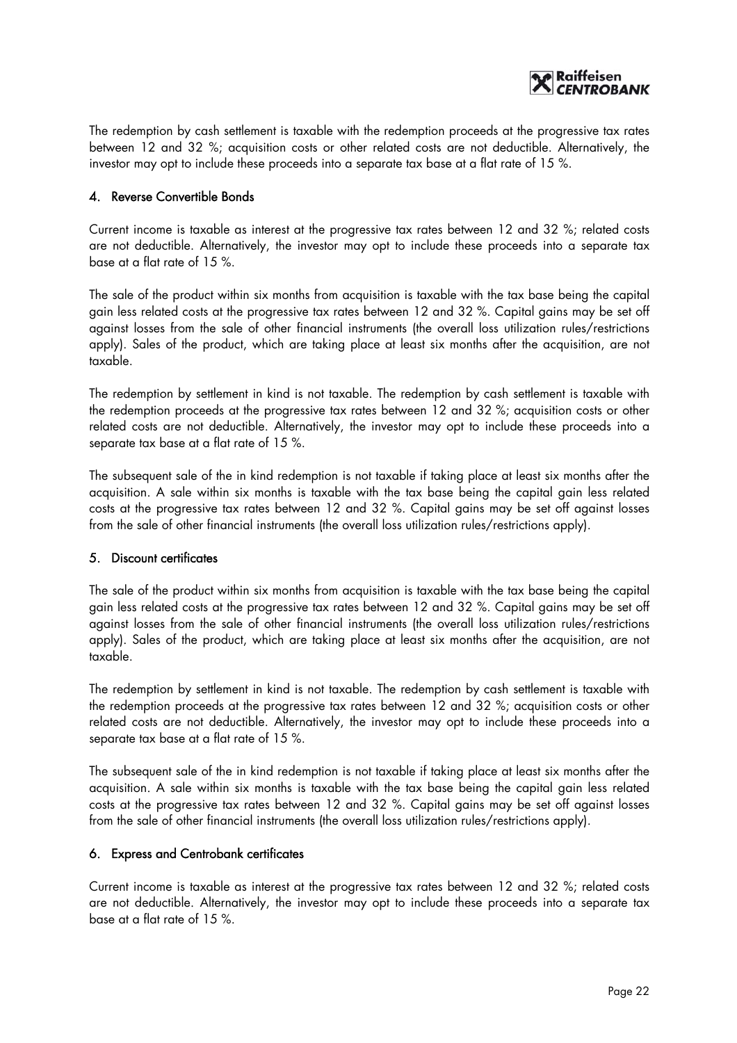The redemption by cash settlement is taxable with the redemption proceeds at the progressive tax rates between 12 and 32 %; acquisition costs or other related costs are not deductible. Alternatively, the investor may opt to include these proceeds into a separate tax base at a flat rate of 15 %.

## 4. Reverse Convertible Bonds

Current income is taxable as interest at the progressive tax rates between 12 and 32 %; related costs are not deductible. Alternatively, the investor may opt to include these proceeds into a separate tax base at a flat rate of 15 %.

The sale of the product within six months from acquisition is taxable with the tax base being the capital gain less related costs at the progressive tax rates between 12 and 32 %. Capital gains may be set off against losses from the sale of other financial instruments (the overall loss utilization rules/restrictions apply). Sales of the product, which are taking place at least six months after the acquisition, are not taxable.

The redemption by settlement in kind is not taxable. The redemption by cash settlement is taxable with the redemption proceeds at the progressive tax rates between 12 and 32 %; acquisition costs or other related costs are not deductible. Alternatively, the investor may opt to include these proceeds into a separate tax base at a flat rate of 15 %.

The subsequent sale of the in kind redemption is not taxable if taking place at least six months after the acquisition. A sale within six months is taxable with the tax base being the capital gain less related costs at the progressive tax rates between 12 and 32 %. Capital gains may be set off against losses from the sale of other financial instruments (the overall loss utilization rules/restrictions apply).

## 5. Discount certificates

The sale of the product within six months from acquisition is taxable with the tax base being the capital gain less related costs at the progressive tax rates between 12 and 32 %. Capital gains may be set off against losses from the sale of other financial instruments (the overall loss utilization rules/restrictions apply). Sales of the product, which are taking place at least six months after the acquisition, are not taxable.

The redemption by settlement in kind is not taxable. The redemption by cash settlement is taxable with the redemption proceeds at the progressive tax rates between 12 and 32 %; acquisition costs or other related costs are not deductible. Alternatively, the investor may opt to include these proceeds into a separate tax base at a flat rate of 15 %.

The subsequent sale of the in kind redemption is not taxable if taking place at least six months after the acquisition. A sale within six months is taxable with the tax base being the capital gain less related costs at the progressive tax rates between 12 and 32 %. Capital gains may be set off against losses from the sale of other financial instruments (the overall loss utilization rules/restrictions apply).

## 6. Express and Centrobank certificates

Current income is taxable as interest at the progressive tax rates between 12 and 32 %; related costs are not deductible. Alternatively, the investor may opt to include these proceeds into a separate tax base at a flat rate of 15 %.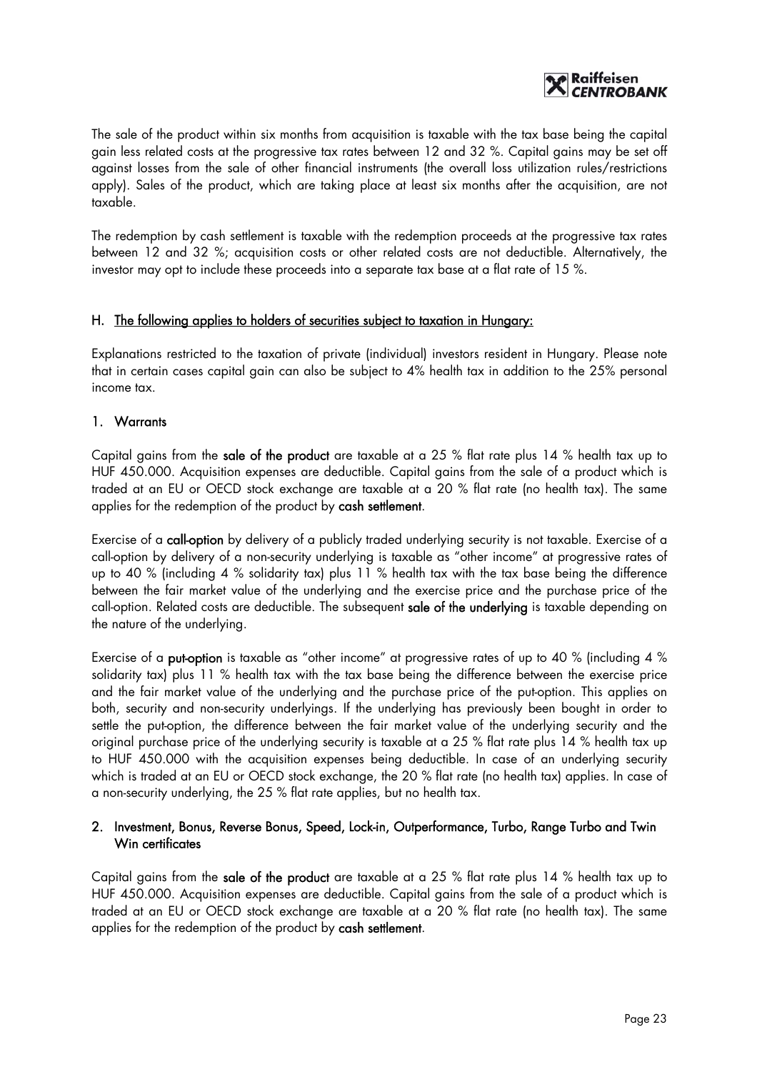The sale of the product within six months from acquisition is taxable with the tax base being the capital gain less related costs at the progressive tax rates between 12 and 32 %. Capital gains may be set off against losses from the sale of other financial instruments (the overall loss utilization rules/restrictions apply). Sales of the product, which are taking place at least six months after the acquisition, are not taxable.

The redemption by cash settlement is taxable with the redemption proceeds at the progressive tax rates between 12 and 32 %; acquisition costs or other related costs are not deductible. Alternatively, the investor may opt to include these proceeds into a separate tax base at a flat rate of 15 %.

## H. The following applies to holders of securities subject to taxation in Hungary:

Explanations restricted to the taxation of private (individual) investors resident in Hungary. Please note that in certain cases capital gain can also be subject to 4% health tax in addition to the 25% personal income tax.

### 1. Warrants

Capital gains from the **sale of the product** are taxable at a 25 % flat rate plus 14 % health tax up to HUF 450.000. Acquisition expenses are deductible. Capital gains from the sale of a product which is traded at an EU or OECD stock exchange are taxable at a 20 % flat rate (no health tax). The same applies for the redemption of the product by **cash settlement**.

Exercise of a **call-option** by delivery of a publicly traded underlying security is not taxable. Exercise of a call-option by delivery of a non-security underlying is taxable as "other income" at progressive rates of up to 40 % (including 4 % solidarity tax) plus 11 % health tax with the tax base being the difference between the fair market value of the underlying and the exercise price and the purchase price of the call-option. Related costs are deductible. The subsequent **sale of the underlying** is taxable depending on the nature of the underlying.

Exercise of a **put-option** is taxable as "other income" at progressive rates of up to 40 % (including 4 % solidarity tax) plus 11 % health tax with the tax base being the difference between the exercise price and the fair market value of the underlying and the purchase price of the put-option. This applies on both, security and non-security underlyings. If the underlying has previously been bought in order to settle the put-option, the difference between the fair market value of the underlying security and the original purchase price of the underlying security is taxable at a 25 % flat rate plus 14 % health tax up to HUF 450.000 with the acquisition expenses being deductible. In case of an underlying security which is traded at an EU or OECD stock exchange, the 20 % flat rate (no health tax) applies. In case of a non-security underlying, the 25 % flat rate applies, but no health tax.

### 2. Investment, Bonus, Reverse Bonus, Speed, Lock-in, Outperformance, Turbo, Range Turbo and Twin Win certificates

Capital gains from the **sale of the product** are taxable at a 25 % flat rate plus 14 % health tax up to HUF 450.000. Acquisition expenses are deductible. Capital gains from the sale of a product which is traded at an EU or OECD stock exchange are taxable at a 20 % flat rate (no health tax). The same applies for the redemption of the product by **cash settlement**.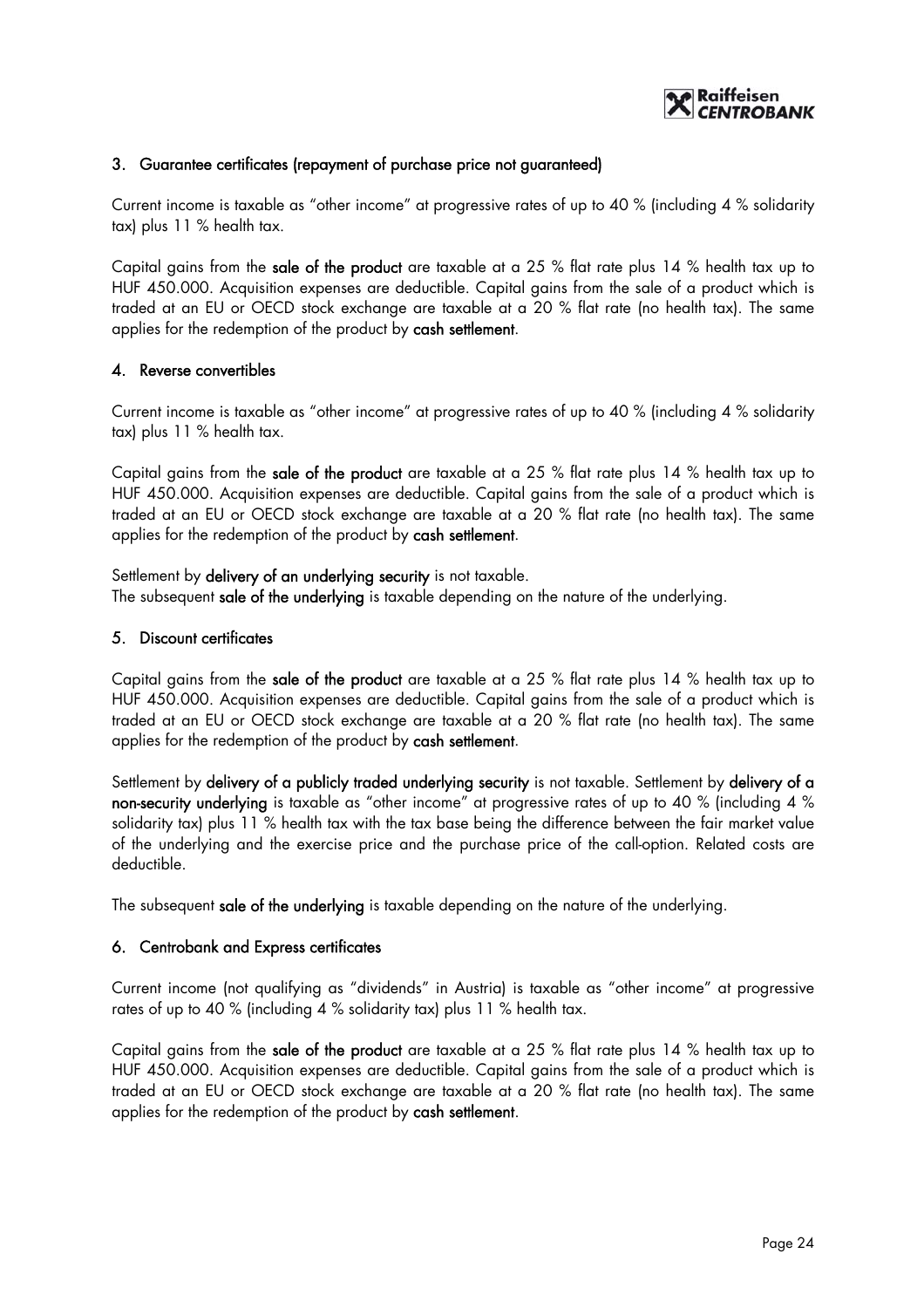## 3. Guarantee certificates (repayment of purchase price not guaranteed)

Current income is taxable as "other income" at progressive rates of up to 40 % (including 4 % solidarity tax) plus 11 % health tax.

Capital gains from the **sale of the product** are taxable at a 25 % flat rate plus 14 % health tax up to HUF 450.000. Acquisition expenses are deductible. Capital gains from the sale of a product which is traded at an EU or OECD stock exchange are taxable at a 20 % flat rate (no health tax). The same applies for the redemption of the product by **cash settlement**.

## 4. Reverse convertibles

Current income is taxable as "other income" at progressive rates of up to 40 % (including 4 % solidarity tax) plus 11 % health tax.

Capital gains from the **sale of the product** are taxable at a 25 % flat rate plus 14 % health tax up to HUF 450.000. Acquisition expenses are deductible. Capital gains from the sale of a product which is traded at an EU or OECD stock exchange are taxable at a 20 % flat rate (no health tax). The same applies for the redemption of the product by **cash settlement**.

Settlement by **delivery of an underlying security** is not taxable.
The subsequent **sale of the underlying** is taxable depending on the nature of the underlying.

## 5. Discount certificates

Capital gains from the **sale of the product** are taxable at a 25 % flat rate plus 14 % health tax up to HUF 450.000. Acquisition expenses are deductible. Capital gains from the sale of a product which is traded at an EU or OECD stock exchange are taxable at a 20 % flat rate (no health tax). The same applies for the redemption of the product by **cash settlement**.

Settlement by **delivery of a publicly traded underlying security** is not taxable. Settlement by **delivery of a non-security underlying** is taxable as "other income" at progressive rates of up to 40 % (including 4 % solidarity tax) plus 11 % health tax with the tax base being the difference between the fair market value of the underlying and the exercise price and the purchase price of the call-option. Related costs are deductible.

The subsequent **sale of the underlying** is taxable depending on the nature of the underlying.

## 6. Centrobank and Express certificates

Current income (not qualifying as "dividends" in Austria) is taxable as "other income" at progressive rates of up to 40 % (including 4 % solidarity tax) plus 11 % health tax.

Capital gains from the **sale of the product** are taxable at a 25 % flat rate plus 14 % health tax up to HUF 450.000. Acquisition expenses are deductible. Capital gains from the sale of a product which is traded at an EU or OECD stock exchange are taxable at a 20 % flat rate (no health tax). The same applies for the redemption of the product by **cash settlement**.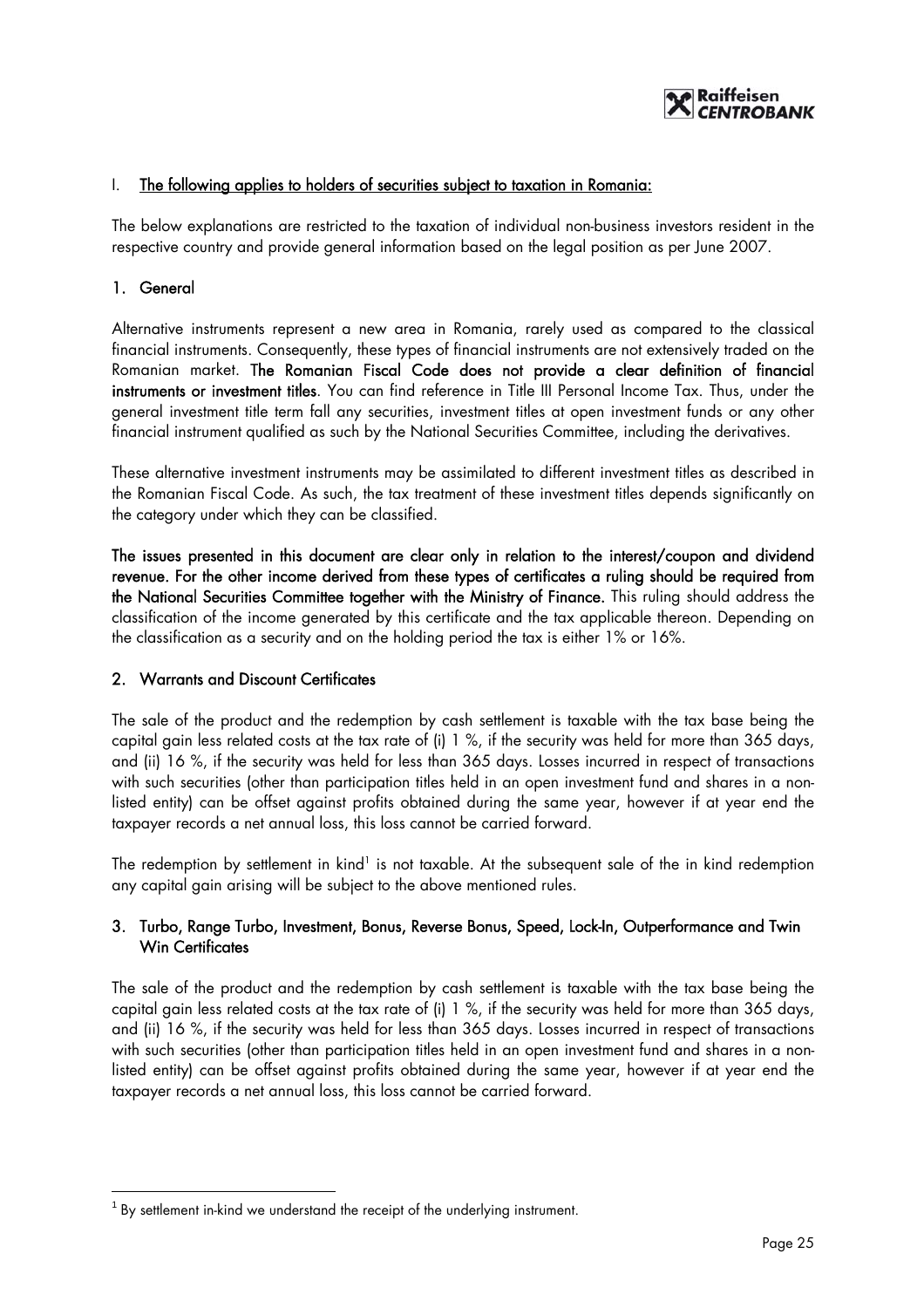## I. The following applies to holders of securities subject to taxation in Romania:

The below explanations are restricted to the taxation of individual non-business investors resident in the respective country and provide general information based on the legal position as per June 2007.

### 1. General

Alternative instruments represent a new area in Romania, rarely used as compared to the classical financial instruments. Consequently, these types of financial instruments are not extensively traded on the Romanian market. **The Romanian Fiscal Code does not provide a clear definition of financial instruments or investment titles**. You can find reference in Title III Personal Income Tax. Thus, under the general investment title term fall any securities, investment titles at open investment funds or any other financial instrument qualified as such by the National Securities Committee, including the derivatives.

These alternative investment instruments may be assimilated to different investment titles as described in the Romanian Fiscal Code. As such, the tax treatment of these investment titles depends significantly on the category under which they can be classified.

**The issues presented in this document are clear only in relation to the interest/coupon and dividend revenue. For the other income derived from these types of certificates a ruling should be required from the National Securities Committee together with the Ministry of Finance.** This ruling should address the classification of the income generated by this certificate and the tax applicable thereon. Depending on the classification as a security and on the holding period the tax is either 1% or 16%.

### 2. Warrants and Discount Certificates

The sale of the product and the redemption by cash settlement is taxable with the tax base being the capital gain less related costs at the tax rate of (i) 1 %, if the security was held for more than 365 days, and (ii) 16 %, if the security was held for less than 365 days. Losses incurred in respect of transactions with such securities (other than participation titles held in an open investment fund and shares in a non-listed entity) can be offset against profits obtained during the same year, however if at year end the taxpayer records a net annual loss, this loss cannot be carried forward.

The redemption by settlement in kind[1] is not taxable. At the subsequent sale of the in kind redemption any capital gain arising will be subject to the above mentioned rules.

### 3. Turbo, Range Turbo, Investment, Bonus, Reverse Bonus, Speed, Lock-In, Outperformance and Twin Win Certificates

The sale of the product and the redemption by cash settlement is taxable with the tax base being the capital gain less related costs at the tax rate of (i) 1 %, if the security was held for more than 365 days, and (ii) 16 %, if the security was held for less than 365 days. Losses incurred in respect of transactions with such securities (other than participation titles held in an open investment fund and shares in a non-listed entity) can be offset against profits obtained during the same year, however if at year end the taxpayer records a net annual loss, this loss cannot be carried forward.

---

[1] By settlement in-kind we understand the receipt of the underlying instrument.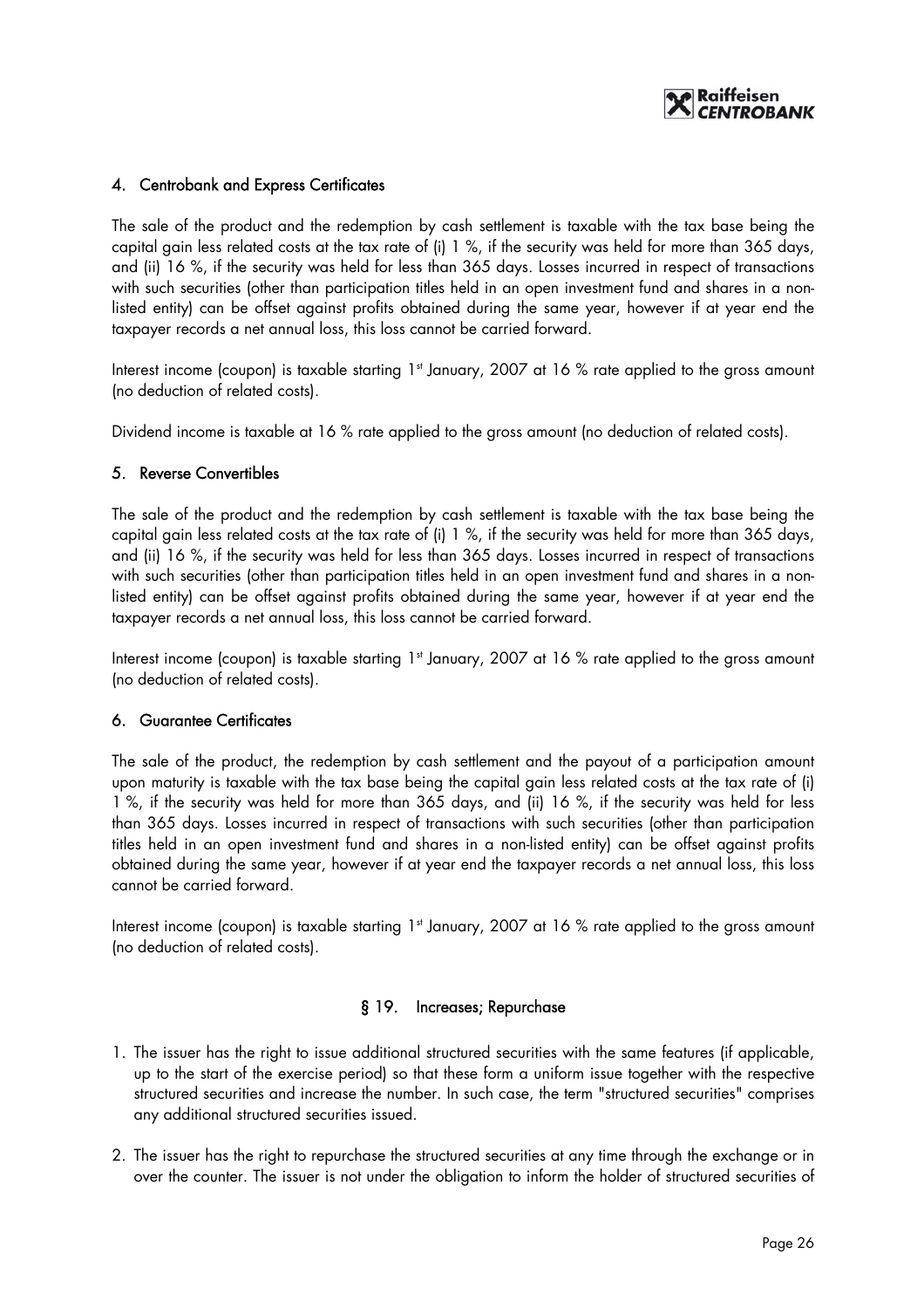### 4. Centrobank and Express Certificates

The sale of the product and the redemption by cash settlement is taxable with the tax base being the capital gain less related costs at the tax rate of (i) 1 %, if the security was held for more than 365 days, and (ii) 16 %, if the security was held for less than 365 days. Losses incurred in respect of transactions with such securities (other than participation titles held in an open investment fund and shares in a non-listed entity) can be offset against profits obtained during the same year, however if at year end the taxpayer records a net annual loss, this loss cannot be carried forward.

Interest income (coupon) is taxable starting 1st January, 2007 at 16 % rate applied to the gross amount (no deduction of related costs).

Dividend income is taxable at 16 % rate applied to the gross amount (no deduction of related costs).

### 5. Reverse Convertibles

The sale of the product and the redemption by cash settlement is taxable with the tax base being the capital gain less related costs at the tax rate of (i) 1 %, if the security was held for more than 365 days, and (ii) 16 %, if the security was held for less than 365 days. Losses incurred in respect of transactions with such securities (other than participation titles held in an open investment fund and shares in a non-listed entity) can be offset against profits obtained during the same year, however if at year end the taxpayer records a net annual loss, this loss cannot be carried forward.

Interest income (coupon) is taxable starting 1st January, 2007 at 16 % rate applied to the gross amount (no deduction of related costs).

### 6. Guarantee Certificates

The sale of the product, the redemption by cash settlement and the payout of a participation amount upon maturity is taxable with the tax base being the capital gain less related costs at the tax rate of (i) 1 %, if the security was held for more than 365 days, and (ii) 16 %, if the security was held for less than 365 days. Losses incurred in respect of transactions with such securities (other than participation titles held in an open investment fund and shares in a non-listed entity) can be offset against profits obtained during the same year, however if at year end the taxpayer records a net annual loss, this loss cannot be carried forward.

Interest income (coupon) is taxable starting 1st January, 2007 at 16 % rate applied to the gross amount (no deduction of related costs).

## § 19. Increases; Repurchase

1. The issuer has the right to issue additional structured securities with the same features (if applicable, up to the start of the exercise period) so that these form a uniform issue together with the respective structured securities and increase the number. In such case, the term "structured securities" comprises any additional structured securities issued.
2. The issuer has the right to repurchase the structured securities at any time through the exchange or in over the counter. The issuer is not under the obligation to inform the holder of structured securities of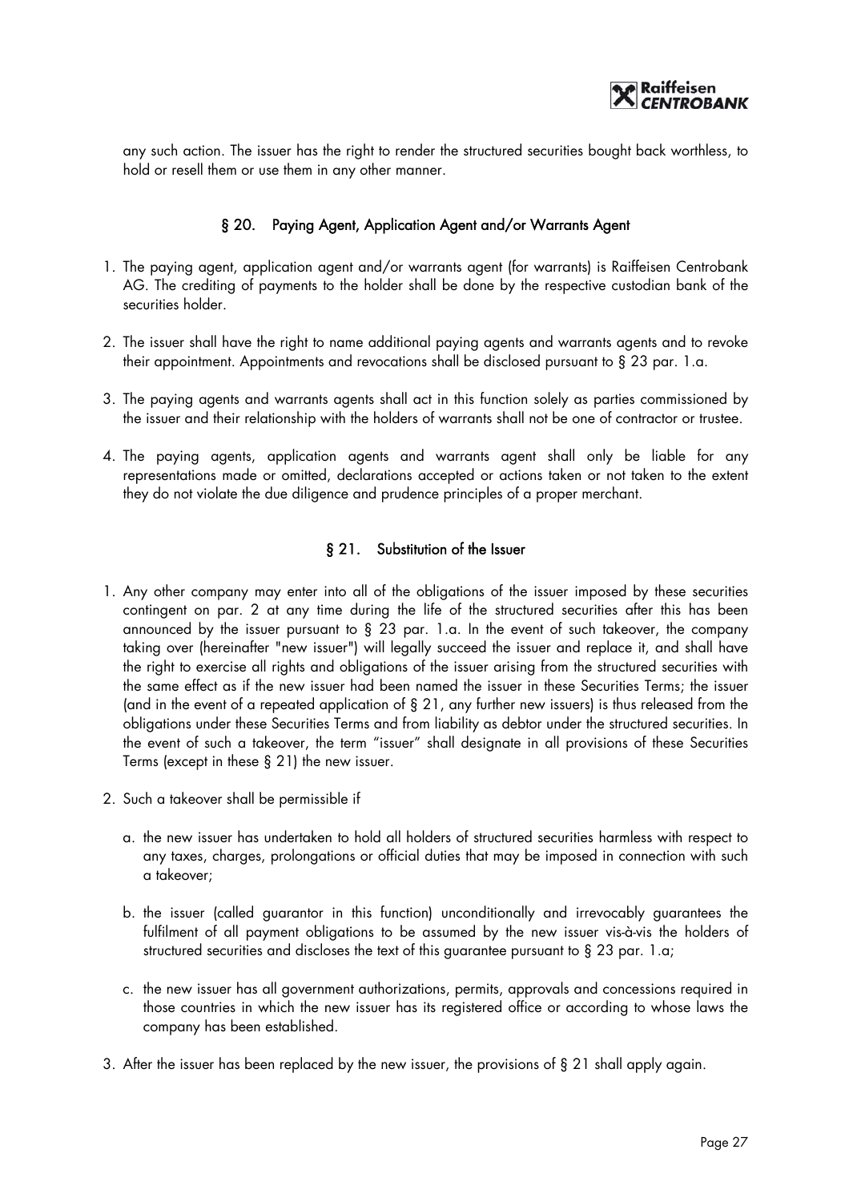any such action. The issuer has the right to render the structured securities bought back worthless, to hold or resell them or use them in any other manner.

## § 20. Paying Agent, Application Agent and/or Warrants Agent

1. The paying agent, application agent and/or warrants agent (for warrants) is Raiffeisen Centrobank AG. The crediting of payments to the holder shall be done by the respective custodian bank of the securities holder.

2. The issuer shall have the right to name additional paying agents and warrants agents and to revoke their appointment. Appointments and revocations shall be disclosed pursuant to § 23 par. 1.a.

3. The paying agents and warrants agents shall act in this function solely as parties commissioned by the issuer and their relationship with the holders of warrants shall not be one of contractor or trustee.

4. The paying agents, application agents and warrants agent shall only be liable for any representations made or omitted, declarations accepted or actions taken or not taken to the extent they do not violate the due diligence and prudence principles of a proper merchant.

## § 21. Substitution of the Issuer

1. Any other company may enter into all of the obligations of the issuer imposed by these securities contingent on par. 2 at any time during the life of the structured securities after this has been announced by the issuer pursuant to § 23 par. 1.a. In the event of such takeover, the company taking over (hereinafter "new issuer") will legally succeed the issuer and replace it, and shall have the right to exercise all rights and obligations of the issuer arising from the structured securities with the same effect as if the new issuer had been named the issuer in these Securities Terms; the issuer (and in the event of a repeated application of § 21, any further new issuers) is thus released from the obligations under these Securities Terms and from liability as debtor under the structured securities. In the event of such a takeover, the term "issuer" shall designate in all provisions of these Securities Terms (except in these § 21) the new issuer.

2. Such a takeover shall be permissible if

   a. the new issuer has undertaken to hold all holders of structured securities harmless with respect to any taxes, charges, prolongations or official duties that may be imposed in connection with such a takeover;

   b. the issuer (called guarantor in this function) unconditionally and irrevocably guarantees the fulfilment of all payment obligations to be assumed by the new issuer vis-à-vis the holders of structured securities and discloses the text of this guarantee pursuant to § 23 par. 1.a;

   c. the new issuer has all government authorizations, permits, approvals and concessions required in those countries in which the new issuer has its registered office or according to whose laws the company has been established.

3. After the issuer has been replaced by the new issuer, the provisions of § 21 shall apply again.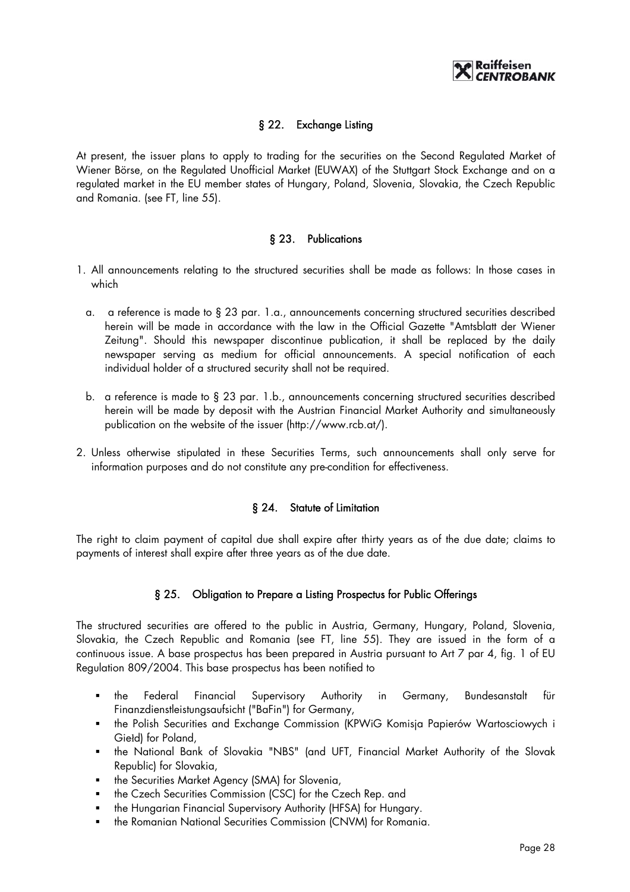## § 22. Exchange Listing

At present, the issuer plans to apply to trading for the securities on the Second Regulated Market of Wiener Börse, on the Regulated Unofficial Market (EUWAX) of the Stuttgart Stock Exchange and on a regulated market in the EU member states of Hungary, Poland, Slovenia, Slovakia, the Czech Republic and Romania. (see FT, line 55).

## § 23. Publications

1. All announcements relating to the structured securities shall be made as follows: In those cases in which
   a. a reference is made to § 23 par. 1.a., announcements concerning structured securities described herein will be made in accordance with the law in the Official Gazette "Amtsblatt der Wiener Zeitung". Should this newspaper discontinue publication, it shall be replaced by the daily newspaper serving as medium for official announcements. A special notification of each individual holder of a structured security shall not be required.
   b. a reference is made to § 23 par. 1.b., announcements concerning structured securities described herein will be made by deposit with the Austrian Financial Market Authority and simultaneously publication on the website of the issuer (http://www.rcb.at/).
2. Unless otherwise stipulated in these Securities Terms, such announcements shall only serve for information purposes and do not constitute any pre-condition for effectiveness.

## § 24. Statute of Limitation

The right to claim payment of capital due shall expire after thirty years as of the due date; claims to payments of interest shall expire after three years as of the due date.

## § 25. Obligation to Prepare a Listing Prospectus for Public Offerings

The structured securities are offered to the public in Austria, Germany, Hungary, Poland, Slovenia, Slovakia, the Czech Republic and Romania (see FT, line 55). They are issued in the form of a continuous issue. A base prospectus has been prepared in Austria pursuant to Art 7 par 4, fig. 1 of EU Regulation 809/2004. This base prospectus has been notified to

- the Federal Financial Supervisory Authority in Germany, Bundesanstalt für Finanzdienstleistungsaufsicht ("BaFin") for Germany,
- the Polish Securities and Exchange Commission (KPWiG Komisja Papierów Wartosciowych i Giełd) for Poland,
- the National Bank of Slovakia "NBS" (and UFT, Financial Market Authority of the Slovak Republic) for Slovakia,
- the Securities Market Agency (SMA) for Slovenia,
- the Czech Securities Commission (CSC) for the Czech Rep. and
- the Hungarian Financial Supervisory Authority (HFSA) for Hungary.
- the Romanian National Securities Commission (CNVM) for Romania.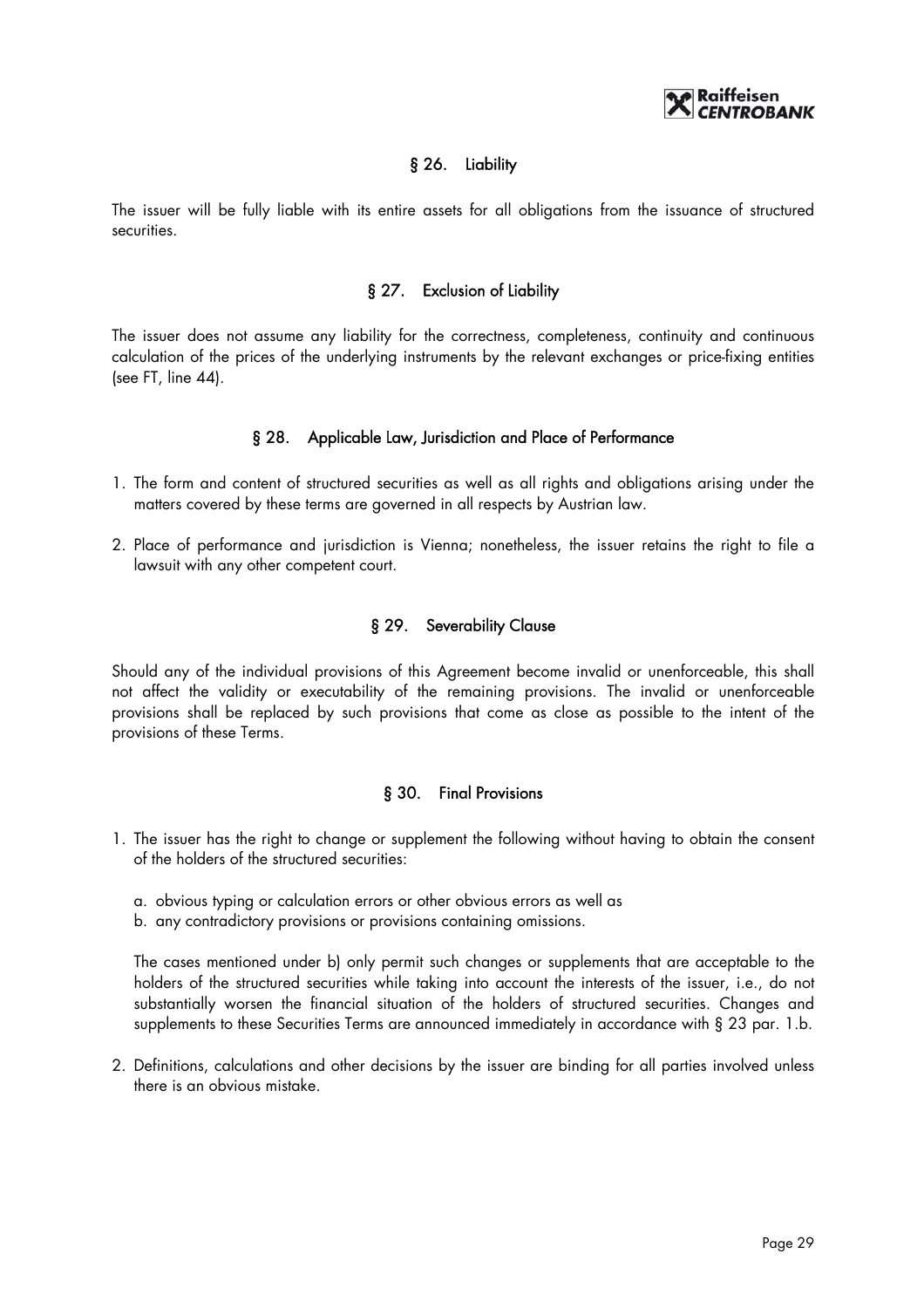## § 26. Liability

The issuer will be fully liable with its entire assets for all obligations from the issuance of structured securities.

## § 27. Exclusion of Liability

The issuer does not assume any liability for the correctness, completeness, continuity and continuous calculation of the prices of the underlying instruments by the relevant exchanges or price-fixing entities (see FT, line 44).

## § 28. Applicable Law, Jurisdiction and Place of Performance

1. The form and content of structured securities as well as all rights and obligations arising under the matters covered by these terms are governed in all respects by Austrian law.
2. Place of performance and jurisdiction is Vienna; nonetheless, the issuer retains the right to file a lawsuit with any other competent court.

## § 29. Severability Clause

Should any of the individual provisions of this Agreement become invalid or unenforceable, this shall not affect the validity or executability of the remaining provisions. The invalid or unenforceable provisions shall be replaced by such provisions that come as close as possible to the intent of the provisions of these Terms.

## § 30. Final Provisions

1. The issuer has the right to change or supplement the following without having to obtain the consent of the holders of the structured securities:

   a. obvious typing or calculation errors or other obvious errors as well as
   b. any contradictory provisions or provisions containing omissions.

   The cases mentioned under b) only permit such changes or supplements that are acceptable to the holders of the structured securities while taking into account the interests of the issuer, i.e., do not substantially worsen the financial situation of the holders of structured securities. Changes and supplements to these Securities Terms are announced immediately in accordance with § 23 par. 1.b.

2. Definitions, calculations and other decisions by the issuer are binding for all parties involved unless there is an obvious mistake.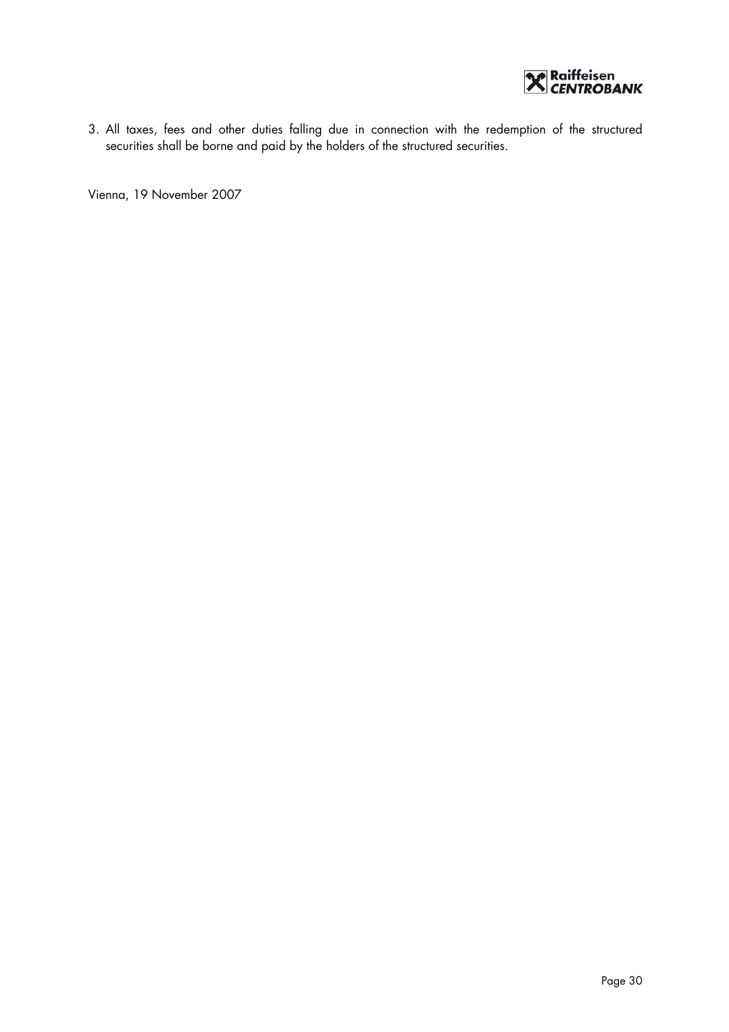3. All taxes, fees and other duties falling due in connection with the redemption of the structured securities shall be borne and paid by the holders of the structured securities.

Vienna, 19 November 2007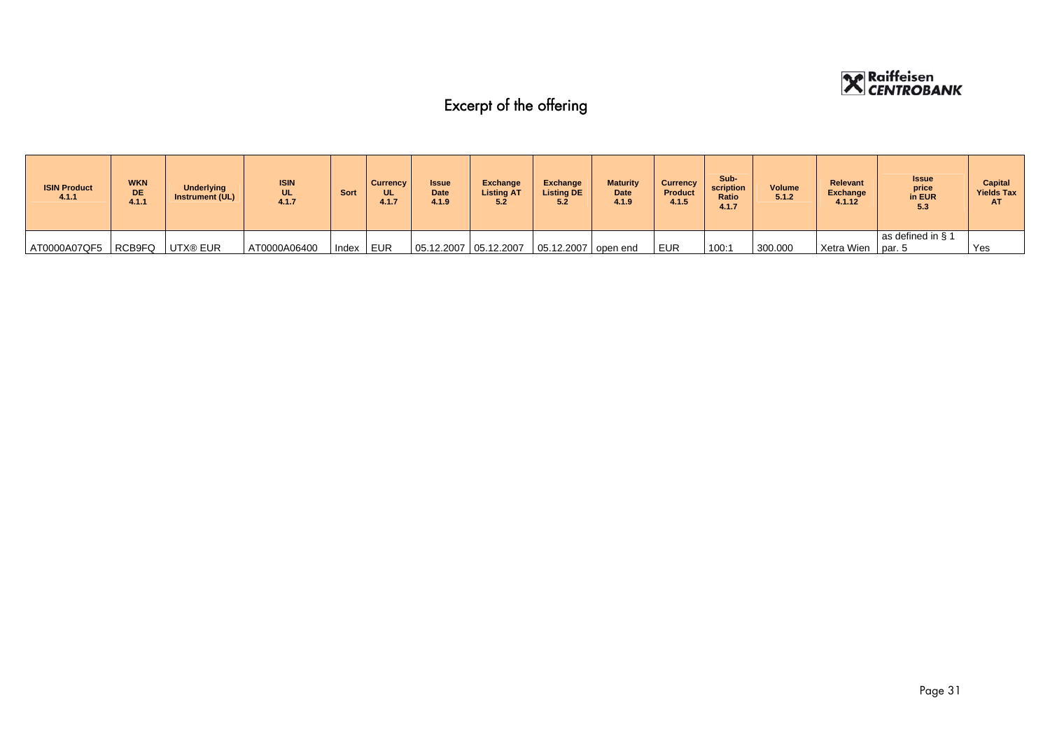# Excerpt of the offering

| ISIN Product 4.1.1 | WKN DE 4.1.1 | Underlying Instrument (UL) | ISIN UL 4.1.7 | Sort | Currency UL 4.1.7 | Issue Date 4.1.9 | Exchange Listing AT 5.2 | Exchange Listing DE 5.2 | Maturity Date 4.1.9 | Currency Product 4.1.5 | Sub-scription Ratio 4.1.7 | Volume 5.1.2 | Relevant Exchange 4.1.12 | Issue price in EUR 5.3 | Capital Yields Tax AT |
|---|---|---|---|---|---|---|---|---|---|---|---|---|---|---|---|
| AT0000A07QF5 | RCB9FQ | UTX® EUR | AT0000A06400 | Index | EUR | 05.12.2007 | 05.12.2007 | 05.12.2007 | open end | EUR | 100:1 | 300.000 | Xetra Wien | as defined in § 1 par. 5 | Yes |